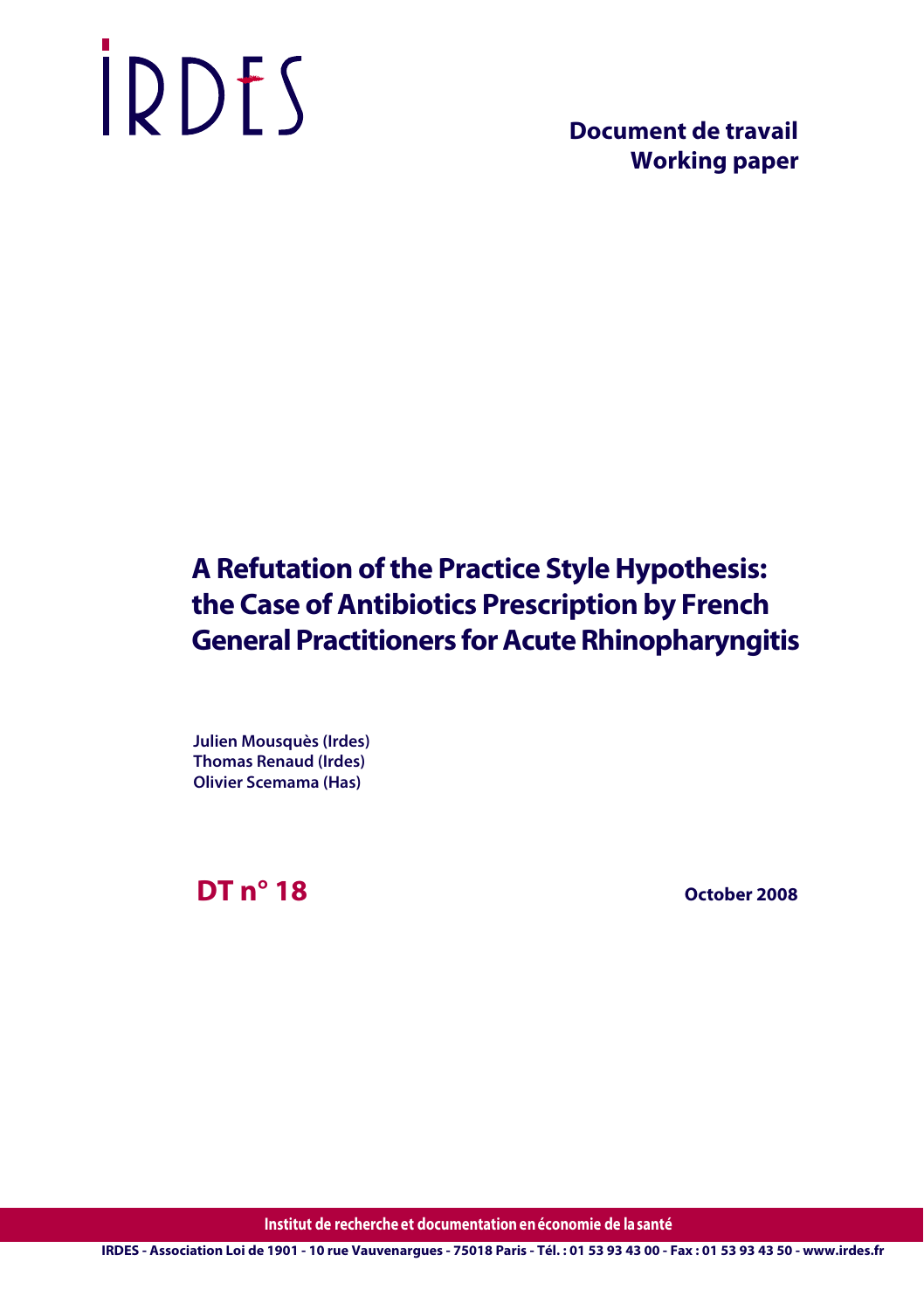IRDES

**Document de travail**
**Working paper**

# A Refutation of the Practice Style Hypothesis: the Case of Antibiotics Prescription by French General Practitioners for Acute Rhinopharyngitis

**Julien Mousquès (Irdes)**
**Thomas Renaud (Irdes)**
**Olivier Scemama (Has)**

**DT n° 18**

**October 2008**

**Institut de recherche et documentation en économie de la santé**

IRDES - Association Loi de 1901 - 10 rue Vauvenargues - 75018 Paris - Tél. : 01 53 93 43 00 - Fax : 01 53 93 43 50 - www.irdes.fr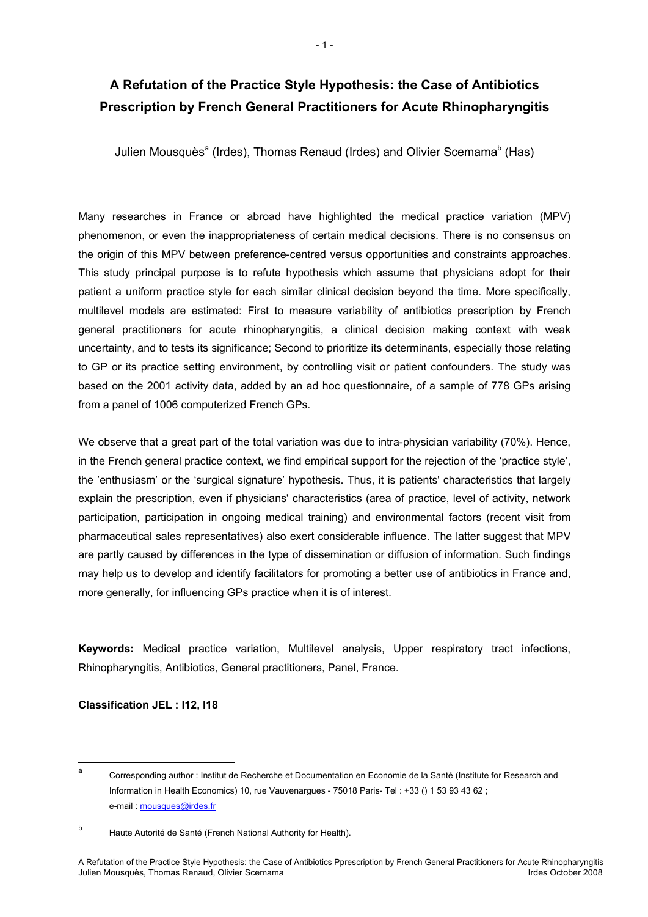# A Refutation of the Practice Style Hypothesis: the Case of Antibiotics Prescription by French General Practitioners for Acute Rhinopharyngitis

Julien Mousquès[a] (Irdes), Thomas Renaud (Irdes) and Olivier Scemama[b] (Has)

Many researches in France or abroad have highlighted the medical practice variation (MPV) phenomenon, or even the inappropriateness of certain medical decisions. There is no consensus on the origin of this MPV between preference-centred versus opportunities and constraints approaches. This study principal purpose is to refute hypothesis which assume that physicians adopt for their patient a uniform practice style for each similar clinical decision beyond the time. More specifically, multilevel models are estimated: First to measure variability of antibiotics prescription by French general practitioners for acute rhinopharyngitis, a clinical decision making context with weak uncertainty, and to tests its significance; Second to prioritize its determinants, especially those relating to GP or its practice setting environment, by controlling visit or patient confounders. The study was based on the 2001 activity data, added by an ad hoc questionnaire, of a sample of 778 GPs arising from a panel of 1006 computerized French GPs.

We observe that a great part of the total variation was due to intra-physician variability (70%). Hence, in the French general practice context, we find empirical support for the rejection of the 'practice style', the 'enthusiasm' or the 'surgical signature' hypothesis. Thus, it is patients' characteristics that largely explain the prescription, even if physicians' characteristics (area of practice, level of activity, network participation, participation in ongoing medical training) and environmental factors (recent visit from pharmaceutical sales representatives) also exert considerable influence. The latter suggest that MPV are partly caused by differences in the type of dissemination or diffusion of information. Such findings may help us to develop and identify facilitators for promoting a better use of antibiotics in France and, more generally, for influencing GPs practice when it is of interest.

**Keywords:** Medical practice variation, Multilevel analysis, Upper respiratory tract infections, Rhinopharyngitis, Antibiotics, General practitioners, Panel, France.

**Classification JEL : I12, I18**

---

[a] Corresponding author : Institut de Recherche et Documentation en Economie de la Santé (Institute for Research and Information in Health Economics) 10, rue Vauvenargues - 75018 Paris- Tel : +33 () 1 53 93 43 62 ; e-mail : mousques@irdes.fr

[b] Haute Autorité de Santé (French National Authority for Health).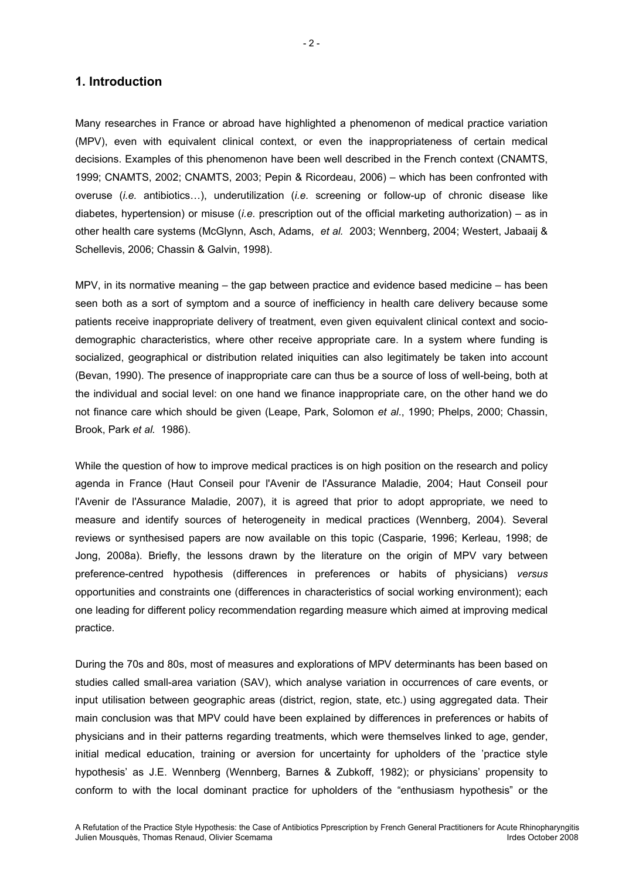## 1. Introduction

Many researches in France or abroad have highlighted a phenomenon of medical practice variation (MPV), even with equivalent clinical context, or even the inappropriateness of certain medical decisions. Examples of this phenomenon have been well described in the French context (CNAMTS, 1999; CNAMTS, 2002; CNAMTS, 2003; Pepin & Ricordeau, 2006) – which has been confronted with overuse (*i.e.* antibiotics…), underutilization (*i.e.* screening or follow-up of chronic disease like diabetes, hypertension) or misuse (*i.e.* prescription out of the official marketing authorization) – as in other health care systems (McGlynn, Asch, Adams, *et al.* 2003; Wennberg, 2004; Westert, Jabaaij & Schellevis, 2006; Chassin & Galvin, 1998).

MPV, in its normative meaning – the gap between practice and evidence based medicine – has been seen both as a sort of symptom and a source of inefficiency in health care delivery because some patients receive inappropriate delivery of treatment, even given equivalent clinical context and socio-demographic characteristics, where other receive appropriate care. In a system where funding is socialized, geographical or distribution related iniquities can also legitimately be taken into account (Bevan, 1990). The presence of inappropriate care can thus be a source of loss of well-being, both at the individual and social level: on one hand we finance inappropriate care, on the other hand we do not finance care which should be given (Leape, Park, Solomon *et al*., 1990; Phelps, 2000; Chassin, Brook, Park *et al.* 1986).

While the question of how to improve medical practices is on high position on the research and policy agenda in France (Haut Conseil pour l'Avenir de l'Assurance Maladie, 2004; Haut Conseil pour l'Avenir de l'Assurance Maladie, 2007), it is agreed that prior to adopt appropriate, we need to measure and identify sources of heterogeneity in medical practices (Wennberg, 2004). Several reviews or synthesised papers are now available on this topic (Casparie, 1996; Kerleau, 1998; de Jong, 2008a). Briefly, the lessons drawn by the literature on the origin of MPV vary between preference-centred hypothesis (differences in preferences or habits of physicians) *versus* opportunities and constraints one (differences in characteristics of social working environment); each one leading for different policy recommendation regarding measure which aimed at improving medical practice.

During the 70s and 80s, most of measures and explorations of MPV determinants has been based on studies called small-area variation (SAV), which analyse variation in occurrences of care events, or input utilisation between geographic areas (district, region, state, etc.) using aggregated data. Their main conclusion was that MPV could have been explained by differences in preferences or habits of physicians and in their patterns regarding treatments, which were themselves linked to age, gender, initial medical education, training or aversion for uncertainty for upholders of the 'practice style hypothesis' as J.E. Wennberg (Wennberg, Barnes & Zubkoff, 1982); or physicians' propensity to conform to with the local dominant practice for upholders of the "enthusiasm hypothesis" or the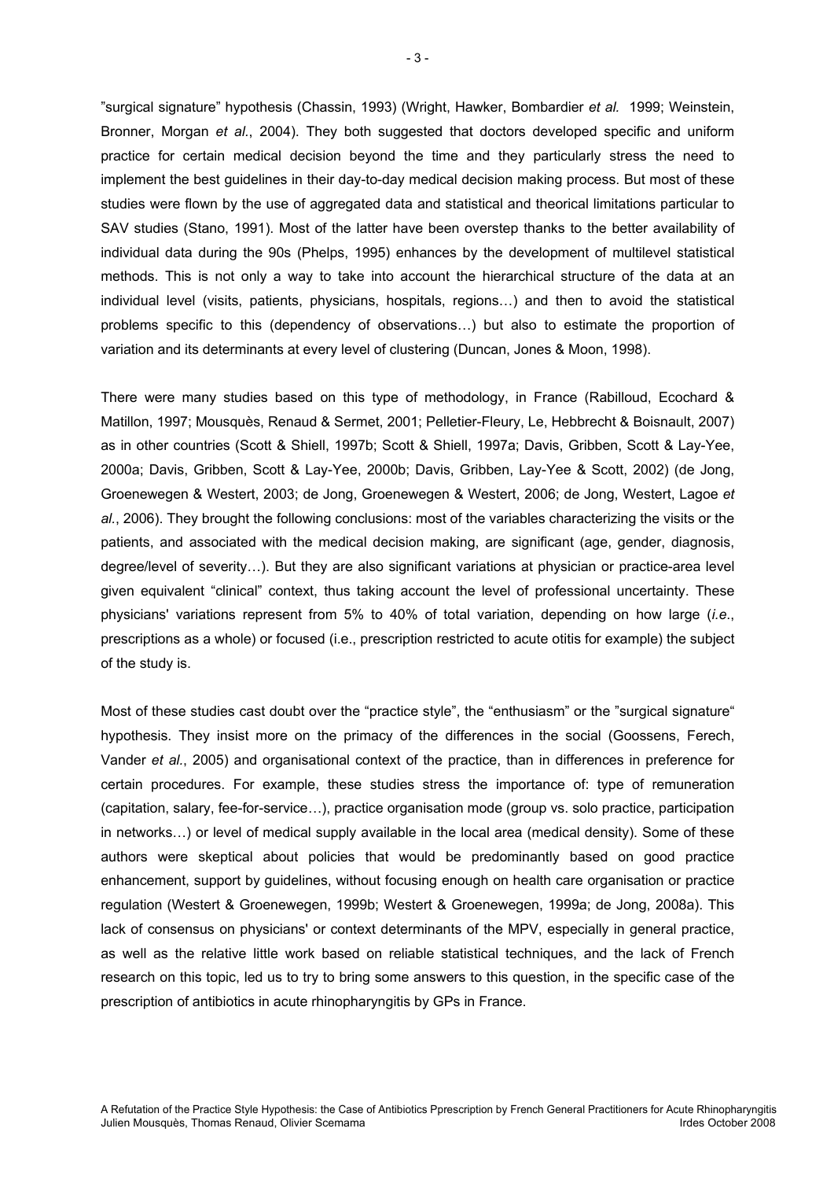”surgical signature” hypothesis (Chassin, 1993) (Wright, Hawker, Bombardier *et al.* 1999; Weinstein, Bronner, Morgan *et al.*, 2004). They both suggested that doctors developed specific and uniform practice for certain medical decision beyond the time and they particularly stress the need to implement the best guidelines in their day-to-day medical decision making process. But most of these studies were flown by the use of aggregated data and statistical and theorical limitations particular to SAV studies (Stano, 1991). Most of the latter have been overstep thanks to the better availability of individual data during the 90s (Phelps, 1995) enhances by the development of multilevel statistical methods. This is not only a way to take into account the hierarchical structure of the data at an individual level (visits, patients, physicians, hospitals, regions…) and then to avoid the statistical problems specific to this (dependency of observations…) but also to estimate the proportion of variation and its determinants at every level of clustering (Duncan, Jones & Moon, 1998).

There were many studies based on this type of methodology, in France (Rabilloud, Ecochard & Matillon, 1997; Mousquès, Renaud & Sermet, 2001; Pelletier-Fleury, Le, Hebbrecht & Boisnault, 2007) as in other countries (Scott & Shiell, 1997b; Scott & Shiell, 1997a; Davis, Gribben, Scott & Lay-Yee, 2000a; Davis, Gribben, Scott & Lay-Yee, 2000b; Davis, Gribben, Lay-Yee & Scott, 2002) (de Jong, Groenewegen & Westert, 2003; de Jong, Groenewegen & Westert, 2006; de Jong, Westert, Lagoe *et al.*, 2006). They brought the following conclusions: most of the variables characterizing the visits or the patients, and associated with the medical decision making, are significant (age, gender, diagnosis, degree/level of severity…). But they are also significant variations at physician or practice-area level given equivalent “clinical” context, thus taking account the level of professional uncertainty. These physicians' variations represent from 5% to 40% of total variation, depending on how large (*i.e.*, prescriptions as a whole) or focused (i.e., prescription restricted to acute otitis for example) the subject of the study is.

Most of these studies cast doubt over the “practice style”, the “enthusiasm” or the ”surgical signature“ hypothesis. They insist more on the primacy of the differences in the social (Goossens, Ferech, Vander *et al.*, 2005) and organisational context of the practice, than in differences in preference for certain procedures. For example, these studies stress the importance of: type of remuneration (capitation, salary, fee-for-service…), practice organisation mode (group vs. solo practice, participation in networks…) or level of medical supply available in the local area (medical density). Some of these authors were skeptical about policies that would be predominantly based on good practice enhancement, support by guidelines, without focusing enough on health care organisation or practice regulation (Westert & Groenewegen, 1999b; Westert & Groenewegen, 1999a; de Jong, 2008a). This lack of consensus on physicians' or context determinants of the MPV, especially in general practice, as well as the relative little work based on reliable statistical techniques, and the lack of French research on this topic, led us to try to bring some answers to this question, in the specific case of the prescription of antibiotics in acute rhinopharyngitis by GPs in France.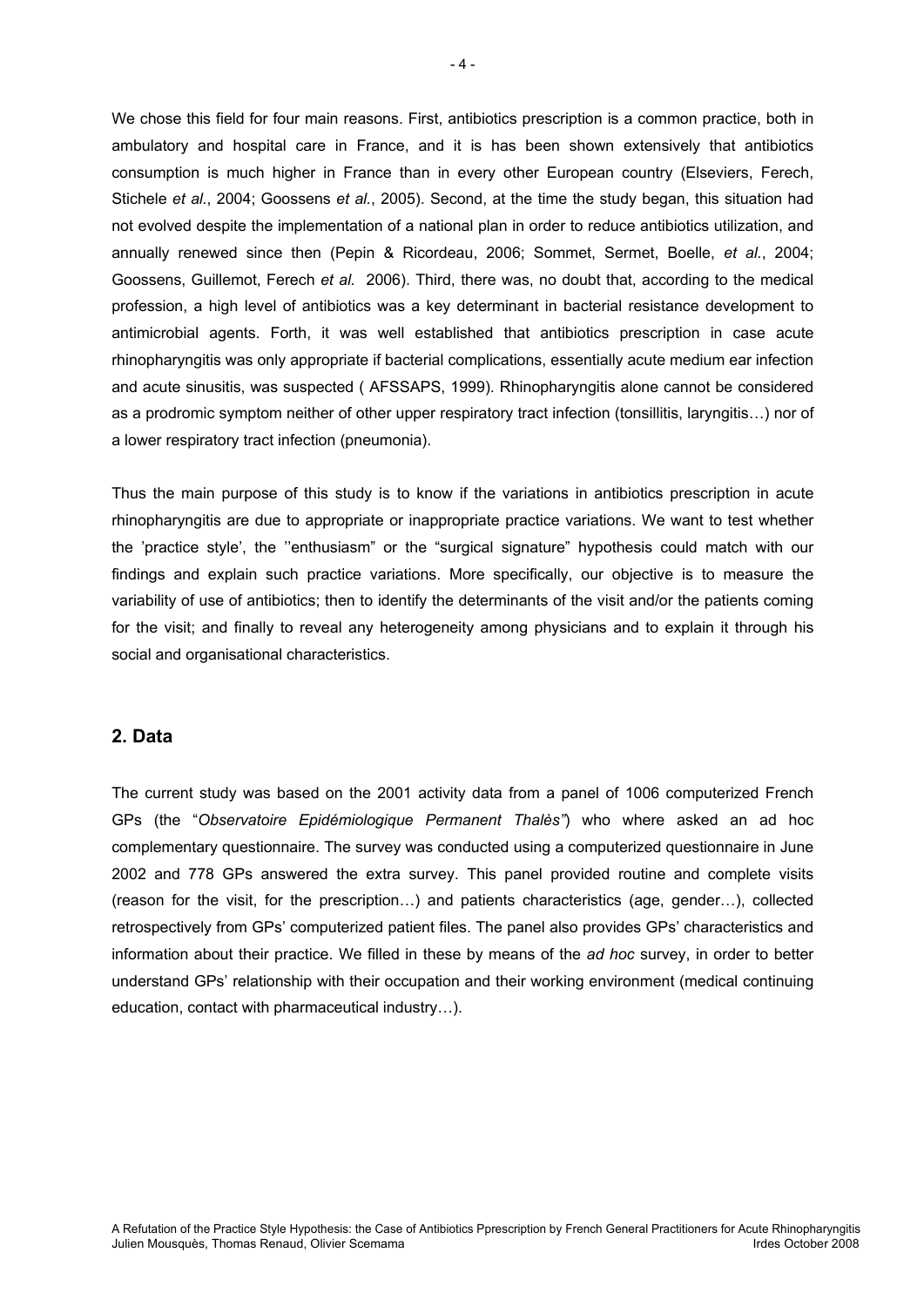We chose this field for four main reasons. First, antibiotics prescription is a common practice, both in ambulatory and hospital care in France, and it is has been shown extensively that antibiotics consumption is much higher in France than in every other European country (Elseviers, Ferech, Stichele *et al.*, 2004; Goossens *et al.*, 2005). Second, at the time the study began, this situation had not evolved despite the implementation of a national plan in order to reduce antibiotics utilization, and annually renewed since then (Pepin & Ricordeau, 2006; Sommet, Sermet, Boelle, *et al.*, 2004; Goossens, Guillemot, Ferech *et al.* 2006). Third, there was, no doubt that, according to the medical profession, a high level of antibiotics was a key determinant in bacterial resistance development to antimicrobial agents. Forth, it was well established that antibiotics prescription in case acute rhinopharyngitis was only appropriate if bacterial complications, essentially acute medium ear infection and acute sinusitis, was suspected ( AFSSAPS, 1999). Rhinopharyngitis alone cannot be considered as a prodromic symptom neither of other upper respiratory tract infection (tonsillitis, laryngitis…) nor of a lower respiratory tract infection (pneumonia).

Thus the main purpose of this study is to know if the variations in antibiotics prescription in acute rhinopharyngitis are due to appropriate or inappropriate practice variations. We want to test whether the 'practice style', the ''enthusiasm" or the "surgical signature" hypothesis could match with our findings and explain such practice variations. More specifically, our objective is to measure the variability of use of antibiotics; then to identify the determinants of the visit and/or the patients coming for the visit; and finally to reveal any heterogeneity among physicians and to explain it through his social and organisational characteristics.

## 2. Data

The current study was based on the 2001 activity data from a panel of 1006 computerized French GPs (the "*Observatoire Epidémiologique Permanent Thalès"*) who where asked an ad hoc complementary questionnaire. The survey was conducted using a computerized questionnaire in June 2002 and 778 GPs answered the extra survey. This panel provided routine and complete visits (reason for the visit, for the prescription…) and patients characteristics (age, gender…), collected retrospectively from GPs' computerized patient files. The panel also provides GPs' characteristics and information about their practice. We filled in these by means of the *ad hoc* survey, in order to better understand GPs' relationship with their occupation and their working environment (medical continuing education, contact with pharmaceutical industry…).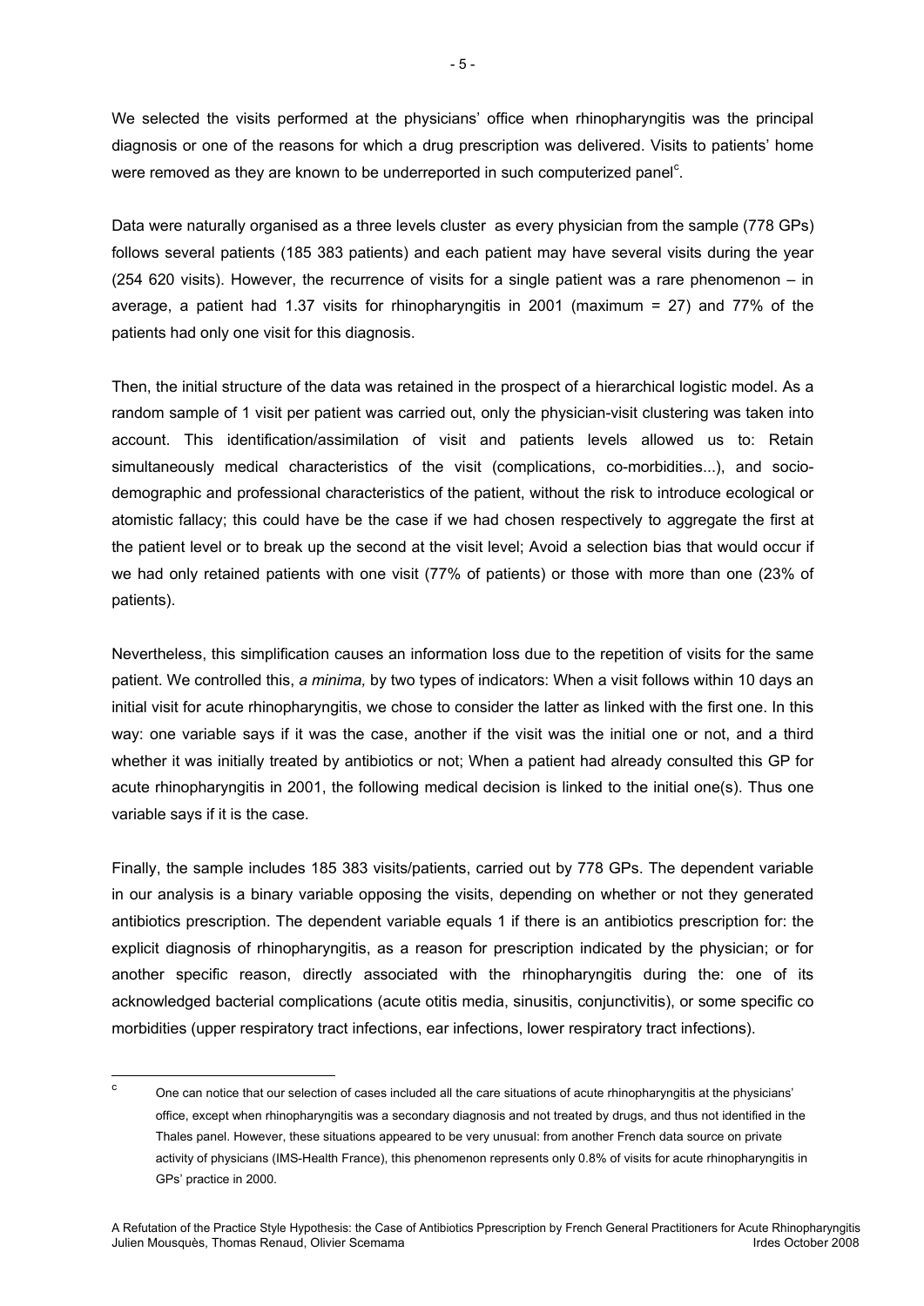We selected the visits performed at the physicians' office when rhinopharyngitis was the principal diagnosis or one of the reasons for which a drug prescription was delivered. Visits to patients' home were removed as they are known to be underreported in such computerized panel[c].

Data were naturally organised as a three levels cluster as every physician from the sample (778 GPs) follows several patients (185 383 patients) and each patient may have several visits during the year (254 620 visits). However, the recurrence of visits for a single patient was a rare phenomenon – in average, a patient had 1.37 visits for rhinopharyngitis in 2001 (maximum = 27) and 77% of the patients had only one visit for this diagnosis.

Then, the initial structure of the data was retained in the prospect of a hierarchical logistic model. As a random sample of 1 visit per patient was carried out, only the physician-visit clustering was taken into account. This identification/assimilation of visit and patients levels allowed us to: Retain simultaneously medical characteristics of the visit (complications, co-morbidities...), and socio-demographic and professional characteristics of the patient, without the risk to introduce ecological or atomistic fallacy; this could have be the case if we had chosen respectively to aggregate the first at the patient level or to break up the second at the visit level; Avoid a selection bias that would occur if we had only retained patients with one visit (77% of patients) or those with more than one (23% of patients).

Nevertheless, this simplification causes an information loss due to the repetition of visits for the same patient. We controlled this, *a minima,* by two types of indicators: When a visit follows within 10 days an initial visit for acute rhinopharyngitis, we chose to consider the latter as linked with the first one. In this way: one variable says if it was the case, another if the visit was the initial one or not, and a third whether it was initially treated by antibiotics or not; When a patient had already consulted this GP for acute rhinopharyngitis in 2001, the following medical decision is linked to the initial one(s). Thus one variable says if it is the case.

Finally, the sample includes 185 383 visits/patients, carried out by 778 GPs. The dependent variable in our analysis is a binary variable opposing the visits, depending on whether or not they generated antibiotics prescription. The dependent variable equals 1 if there is an antibiotics prescription for: the explicit diagnosis of rhinopharyngitis, as a reason for prescription indicated by the physician; or for another specific reason, directly associated with the rhinopharyngitis during the: one of its acknowledged bacterial complications (acute otitis media, sinusitis, conjunctivitis), or some specific co morbidities (upper respiratory tract infections, ear infections, lower respiratory tract infections).

---

[c] One can notice that our selection of cases included all the care situations of acute rhinopharyngitis at the physicians' office, except when rhinopharyngitis was a secondary diagnosis and not treated by drugs, and thus not identified in the Thales panel. However, these situations appeared to be very unusual: from another French data source on private activity of physicians (IMS-Health France), this phenomenon represents only 0.8% of visits for acute rhinopharyngitis in GPs' practice in 2000.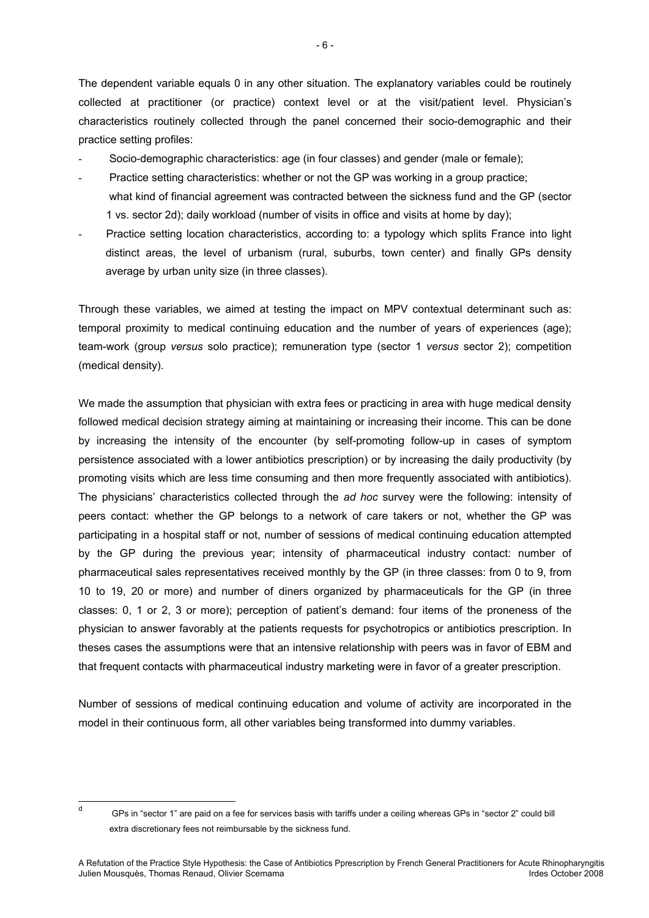The dependent variable equals 0 in any other situation. The explanatory variables could be routinely collected at practitioner (or practice) context level or at the visit/patient level. Physician's characteristics routinely collected through the panel concerned their socio-demographic and their practice setting profiles:

- Socio-demographic characteristics: age (in four classes) and gender (male or female);
- Practice setting characteristics: whether or not the GP was working in a group practice; what kind of financial agreement was contracted between the sickness fund and the GP (sector 1 vs. sector 2[d]); daily workload (number of visits in office and visits at home by day);
- Practice setting location characteristics, according to: a typology which splits France into light distinct areas, the level of urbanism (rural, suburbs, town center) and finally GPs density average by urban unity size (in three classes).

Through these variables, we aimed at testing the impact on MPV contextual determinant such as: temporal proximity to medical continuing education and the number of years of experiences (age); team-work (group *versus* solo practice); remuneration type (sector 1 *versus* sector 2); competition (medical density).

We made the assumption that physician with extra fees or practicing in area with huge medical density followed medical decision strategy aiming at maintaining or increasing their income. This can be done by increasing the intensity of the encounter (by self-promoting follow-up in cases of symptom persistence associated with a lower antibiotics prescription) or by increasing the daily productivity (by promoting visits which are less time consuming and then more frequently associated with antibiotics). The physicians' characteristics collected through the *ad hoc* survey were the following: intensity of peers contact: whether the GP belongs to a network of care takers or not, whether the GP was participating in a hospital staff or not, number of sessions of medical continuing education attempted by the GP during the previous year; intensity of pharmaceutical industry contact: number of pharmaceutical sales representatives received monthly by the GP (in three classes: from 0 to 9, from 10 to 19, 20 or more) and number of diners organized by pharmaceuticals for the GP (in three classes: 0, 1 or 2, 3 or more); perception of patient's demand: four items of the proneness of the physician to answer favorably at the patients requests for psychotropics or antibiotics prescription. In theses cases the assumptions were that an intensive relationship with peers was in favor of EBM and that frequent contacts with pharmaceutical industry marketing were in favor of a greater prescription.

Number of sessions of medical continuing education and volume of activity are incorporated in the model in their continuous form, all other variables being transformed into dummy variables.

[d] GPs in "sector 1" are paid on a fee for services basis with tariffs under a ceiling whereas GPs in "sector 2" could bill extra discretionary fees not reimbursable by the sickness fund.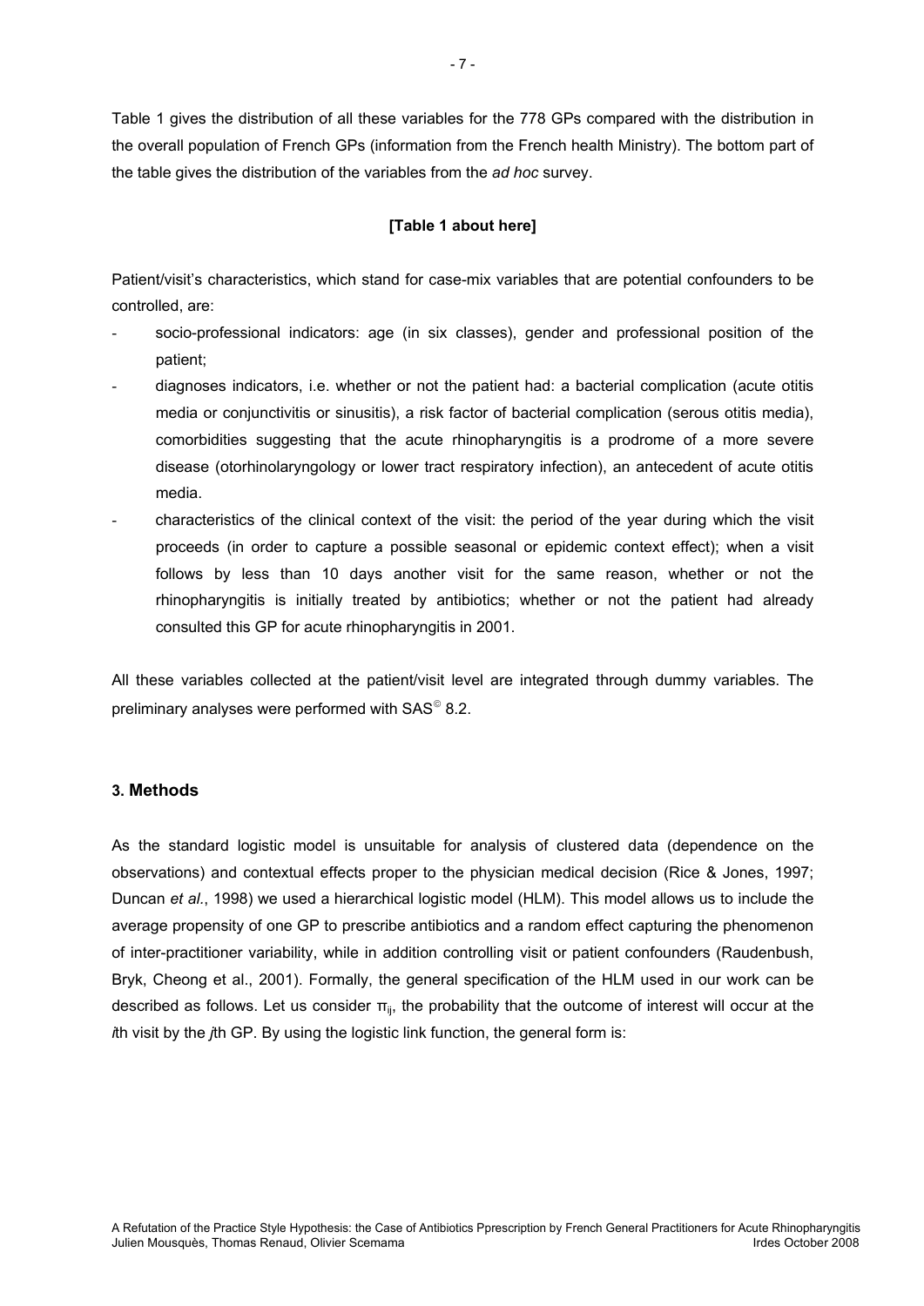Table 1 gives the distribution of all these variables for the 778 GPs compared with the distribution in the overall population of French GPs (information from the French health Ministry). The bottom part of the table gives the distribution of the variables from the *ad hoc* survey.

**[Table 1 about here]**

Patient/visit's characteristics, which stand for case-mix variables that are potential confounders to be controlled, are:

- socio-professional indicators: age (in six classes), gender and professional position of the patient;
- diagnoses indicators, i.e. whether or not the patient had: a bacterial complication (acute otitis media or conjunctivitis or sinusitis), a risk factor of bacterial complication (serous otitis media), comorbidities suggesting that the acute rhinopharyngitis is a prodrome of a more severe disease (otorhinolaryngology or lower tract respiratory infection), an antecedent of acute otitis media.
- characteristics of the clinical context of the visit: the period of the year during which the visit proceeds (in order to capture a possible seasonal or epidemic context effect); when a visit follows by less than 10 days another visit for the same reason, whether or not the rhinopharyngitis is initially treated by antibiotics; whether or not the patient had already consulted this GP for acute rhinopharyngitis in 2001.

All these variables collected at the patient/visit level are integrated through dummy variables. The preliminary analyses were performed with SAS© 8.2.

## 3. Methods

As the standard logistic model is unsuitable for analysis of clustered data (dependence on the observations) and contextual effects proper to the physician medical decision (Rice & Jones, 1997; Duncan *et al.*, 1998) we used a hierarchical logistic model (HLM). This model allows us to include the average propensity of one GP to prescribe antibiotics and a random effect capturing the phenomenon of inter-practitioner variability, while in addition controlling visit or patient confounders (Raudenbush, Bryk, Cheong et al., 2001). Formally, the general specification of the HLM used in our work can be described as follows. Let us consider $\pi_{ij}$, the probability that the outcome of interest will occur at the *i*th visit by the *j*th GP. By using the logistic link function, the general form is: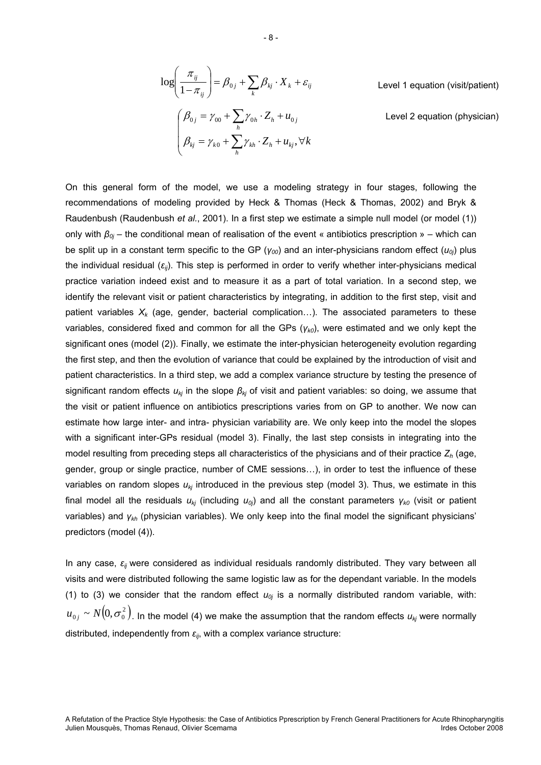$$\log\left(\frac{\pi_{ij}}{1-\pi_{ij}}\right) = \beta_{0j} + \sum_{k} \beta_{kj} \cdot X_{k} + \varepsilon_{ij} \qquad \text{Level 1 equation (visit/patient)}$$

$$\begin{cases} \beta_{0j} = \gamma_{00} + \sum_{h} \gamma_{0h} \cdot Z_{h} + u_{0j} \\ \beta_{kj} = \gamma_{k0} + \sum_{h} \gamma_{kh} \cdot Z_{h} + u_{kj}, \forall k \end{cases} \qquad \text{Level 2 equation (physician)}$$

On this general form of the model, we use a modeling strategy in four stages, following the recommendations of modeling provided by Heck & Thomas (Heck & Thomas, 2002) and Bryk & Raudenbush (Raudenbush *et al.*, 2001). In a first step we estimate a simple null model (or model (1)) only with $\beta_{0j}$ – the conditional mean of realisation of the event « antibiotics prescription » – which can be split up in a constant term specific to the GP ($\gamma_{00}$) and an inter-physicians random effect ($u_{0j}$) plus the individual residual ($\varepsilon_{ij}$). This step is performed in order to verify whether inter-physicians medical practice variation indeed exist and to measure it as a part of total variation. In a second step, we identify the relevant visit or patient characteristics by integrating, in addition to the first step, visit and patient variables $X_k$ (age, gender, bacterial complication…). The associated parameters to these variables, considered fixed and common for all the GPs ($\gamma_{k0}$), were estimated and we only kept the significant ones (model (2)). Finally, we estimate the inter-physician heterogeneity evolution regarding the first step, and then the evolution of variance that could be explained by the introduction of visit and patient characteristics. In a third step, we add a complex variance structure by testing the presence of significant random effects $u_{kj}$ in the slope $\beta_{kj}$ of visit and patient variables: so doing, we assume that the visit or patient influence on antibiotics prescriptions varies from on GP to another. We now can estimate how large inter- and intra- physician variability are. We only keep into the model the slopes with a significant inter-GPs residual (model 3). Finally, the last step consists in integrating into the model resulting from preceding steps all characteristics of the physicians and of their practice $Z_h$ (age, gender, group or single practice, number of CME sessions…), in order to test the influence of these variables on random slopes $u_{kj}$ introduced in the previous step (model 3). Thus, we estimate in this final model all the residuals $u_{kj}$ (including $u_{0j}$) and all the constant parameters $\gamma_{k0}$ (visit or patient variables) and $\gamma_{kh}$ (physician variables). We only keep into the final model the significant physicians' predictors (model (4)).

In any case, $\varepsilon_{ij}$ were considered as individual residuals randomly distributed. They vary between all visits and were distributed following the same logistic law as for the dependant variable. In the models (1) to (3) we consider that the random effect $u_{0j}$ is a normally distributed random variable, with: $u_{0j} \sim N(0, \sigma_0^2)$. In the model (4) we make the assumption that the random effects $u_{kj}$ were normally distributed, independently from $\varepsilon_{ij}$, with a complex variance structure: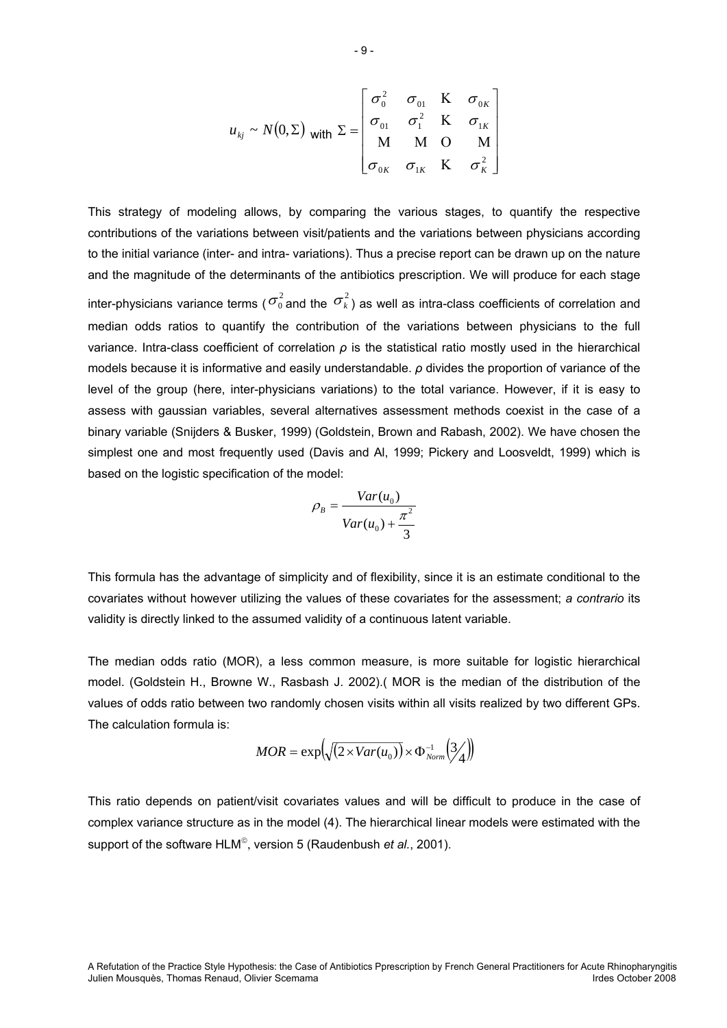$$u_{kj} \sim N(0,\Sigma) \text{ with } \Sigma = \begin{bmatrix} \sigma_0^2 & \sigma_{01} & \cdots & \sigma_{0K} \\ \sigma_{01} & \sigma_1^2 & \cdots & \sigma_{1K} \\ \vdots & \vdots & \ddots & \vdots \\ \sigma_{0K} & \sigma_{1K} & \cdots & \sigma_K^2 \end{bmatrix}$$

This strategy of modeling allows, by comparing the various stages, to quantify the respective contributions of the variations between visit/patients and the variations between physicians according to the initial variance (inter- and intra- variations). Thus a precise report can be drawn up on the nature and the magnitude of the determinants of the antibiotics prescription. We will produce for each stage inter-physicians variance terms ($\sigma_0^2$ and the $\sigma_k^2$) as well as intra-class coefficients of correlation and median odds ratios to quantify the contribution of the variations between physicians to the full variance. Intra-class coefficient of correlation $\rho$ is the statistical ratio mostly used in the hierarchical models because it is informative and easily understandable. $\rho$ divides the proportion of variance of the level of the group (here, inter-physicians variations) to the total variance. However, if it is easy to assess with gaussian variables, several alternatives assessment methods coexist in the case of a binary variable (Snijders & Busker, 1999) (Goldstein, Brown and Rabash, 2002). We have chosen the simplest one and most frequently used (Davis and Al, 1999; Pickery and Loosveldt, 1999) which is based on the logistic specification of the model:

$$\rho_B = \frac{Var(u_0)}{Var(u_0) + \frac{\pi^2}{3}}$$

This formula has the advantage of simplicity and of flexibility, since it is an estimate conditional to the covariates without however utilizing the values of these covariates for the assessment; *a contrario* its validity is directly linked to the assumed validity of a continuous latent variable.

The median odds ratio (MOR), a less common measure, is more suitable for logistic hierarchical model. (Goldstein H., Browne W., Rasbash J. 2002).( MOR is the median of the distribution of the values of odds ratio between two randomly chosen visits within all visits realized by two different GPs. The calculation formula is:

$$MOR = \exp\left(\sqrt{(2 \times Var(u_0))} \times \Phi_{Norm}^{-1}\left(\tfrac{3}{4}\right)\right)$$

This ratio depends on patient/visit covariates values and will be difficult to produce in the case of complex variance structure as in the model (4). The hierarchical linear models were estimated with the support of the software HLM©, version 5 (Raudenbush *et al.*, 2001).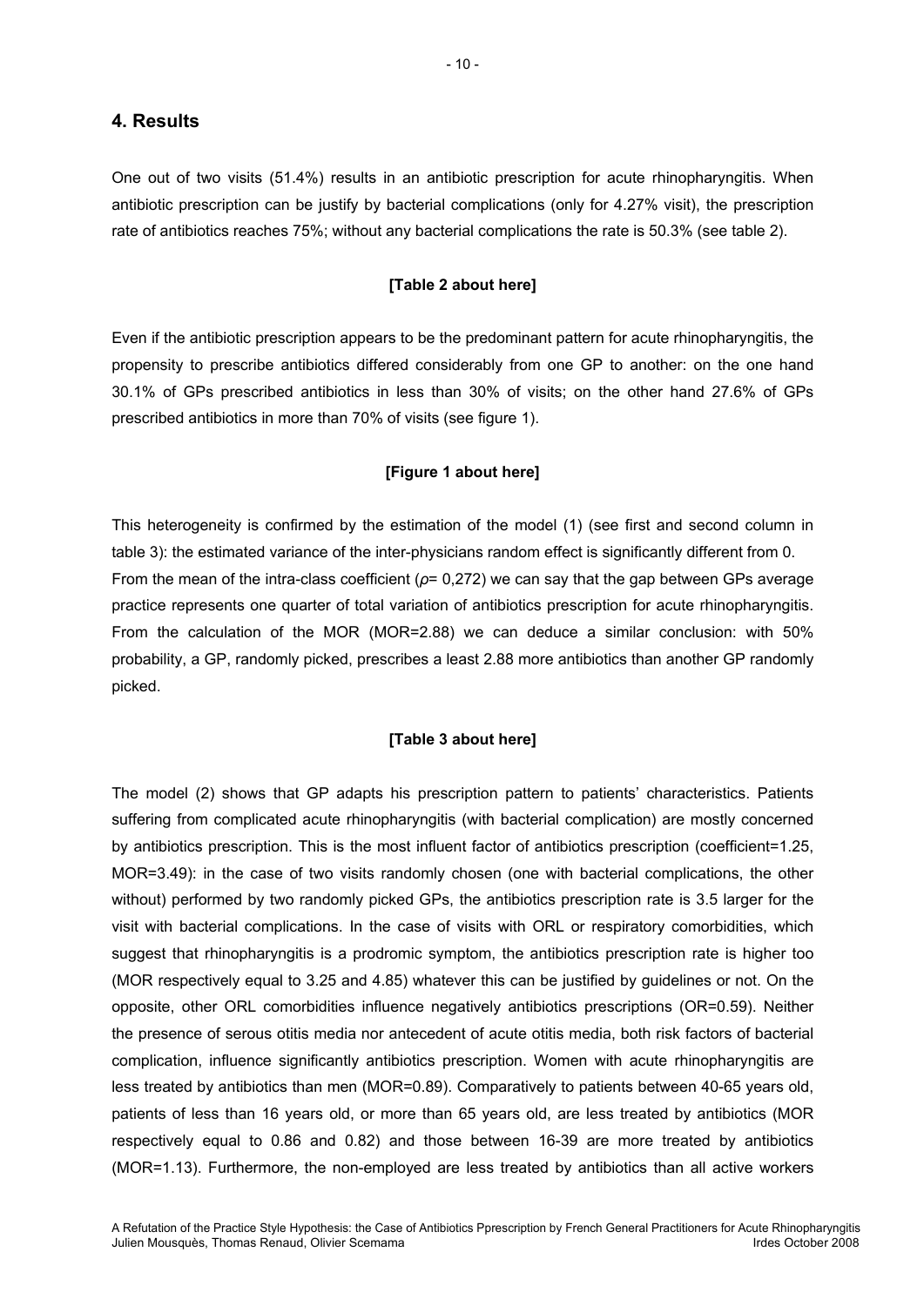## 4. Results

One out of two visits (51.4%) results in an antibiotic prescription for acute rhinopharyngitis. When antibiotic prescription can be justify by bacterial complications (only for 4.27% visit), the prescription rate of antibiotics reaches 75%; without any bacterial complications the rate is 50.3% (see table 2).

**[Table 2 about here]**

Even if the antibiotic prescription appears to be the predominant pattern for acute rhinopharyngitis, the propensity to prescribe antibiotics differed considerably from one GP to another: on the one hand 30.1% of GPs prescribed antibiotics in less than 30% of visits; on the other hand 27.6% of GPs prescribed antibiotics in more than 70% of visits (see figure 1).

**[Figure 1 about here]**

This heterogeneity is confirmed by the estimation of the model (1) (see first and second column in table 3): the estimated variance of the inter-physicians random effect is significantly different from 0. From the mean of the intra-class coefficient ($\rho$= 0,272) we can say that the gap between GPs average practice represents one quarter of total variation of antibiotics prescription for acute rhinopharyngitis. From the calculation of the MOR (MOR=2.88) we can deduce a similar conclusion: with 50% probability, a GP, randomly picked, prescribes a least 2.88 more antibiotics than another GP randomly picked.

**[Table 3 about here]**

The model (2) shows that GP adapts his prescription pattern to patients' characteristics. Patients suffering from complicated acute rhinopharyngitis (with bacterial complication) are mostly concerned by antibiotics prescription. This is the most influent factor of antibiotics prescription (coefficient=1.25, MOR=3.49): in the case of two visits randomly chosen (one with bacterial complications, the other without) performed by two randomly picked GPs, the antibiotics prescription rate is 3.5 larger for the visit with bacterial complications. In the case of visits with ORL or respiratory comorbidities, which suggest that rhinopharyngitis is a prodromic symptom, the antibiotics prescription rate is higher too (MOR respectively equal to 3.25 and 4.85) whatever this can be justified by guidelines or not. On the opposite, other ORL comorbidities influence negatively antibiotics prescriptions (OR=0.59). Neither the presence of serous otitis media nor antecedent of acute otitis media, both risk factors of bacterial complication, influence significantly antibiotics prescription. Women with acute rhinopharyngitis are less treated by antibiotics than men (MOR=0.89). Comparatively to patients between 40-65 years old, patients of less than 16 years old, or more than 65 years old, are less treated by antibiotics (MOR respectively equal to 0.86 and 0.82) and those between 16-39 are more treated by antibiotics (MOR=1.13). Furthermore, the non-employed are less treated by antibiotics than all active workers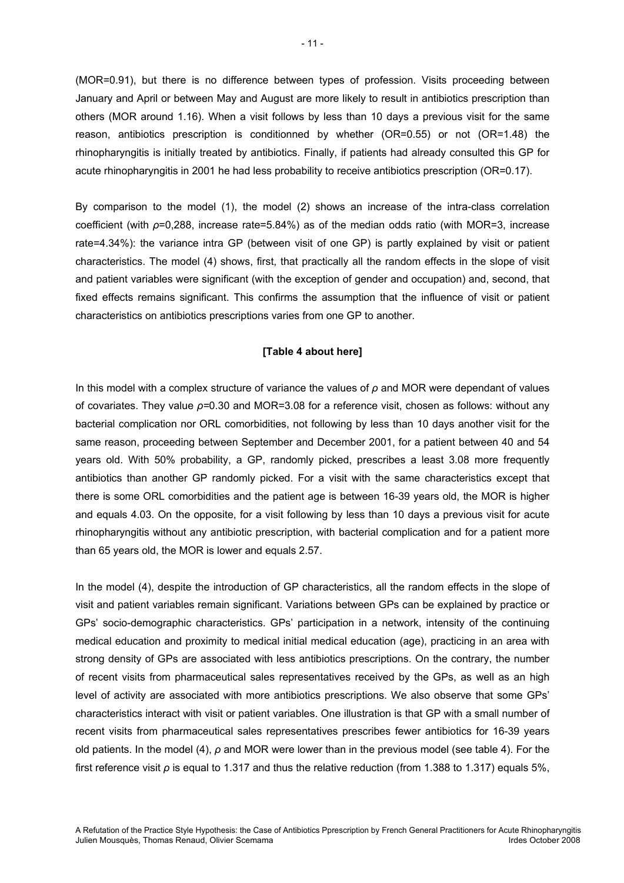(MOR=0.91), but there is no difference between types of profession. Visits proceeding between January and April or between May and August are more likely to result in antibiotics prescription than others (MOR around 1.16). When a visit follows by less than 10 days a previous visit for the same reason, antibiotics prescription is conditionned by whether (OR=0.55) or not (OR=1.48) the rhinopharyngitis is initially treated by antibiotics. Finally, if patients had already consulted this GP for acute rhinopharyngitis in 2001 he had less probability to receive antibiotics prescription (OR=0.17).

By comparison to the model (1), the model (2) shows an increase of the intra-class correlation coefficient (with $\rho$=0,288, increase rate=5.84%) as of the median odds ratio (with MOR=3, increase rate=4.34%): the variance intra GP (between visit of one GP) is partly explained by visit or patient characteristics. The model (4) shows, first, that practically all the random effects in the slope of visit and patient variables were significant (with the exception of gender and occupation) and, second, that fixed effects remains significant. This confirms the assumption that the influence of visit or patient characteristics on antibiotics prescriptions varies from one GP to another.

**[Table 4 about here]**

In this model with a complex structure of variance the values of $\rho$ and MOR were dependant of values of covariates. They value $\rho$=0.30 and MOR=3.08 for a reference visit, chosen as follows: without any bacterial complication nor ORL comorbidities, not following by less than 10 days another visit for the same reason, proceeding between September and December 2001, for a patient between 40 and 54 years old. With 50% probability, a GP, randomly picked, prescribes a least 3.08 more frequently antibiotics than another GP randomly picked. For a visit with the same characteristics except that there is some ORL comorbidities and the patient age is between 16-39 years old, the MOR is higher and equals 4.03. On the opposite, for a visit following by less than 10 days a previous visit for acute rhinopharyngitis without any antibiotic prescription, with bacterial complication and for a patient more than 65 years old, the MOR is lower and equals 2.57.

In the model (4), despite the introduction of GP characteristics, all the random effects in the slope of visit and patient variables remain significant. Variations between GPs can be explained by practice or GPs' socio-demographic characteristics. GPs' participation in a network, intensity of the continuing medical education and proximity to medical initial medical education (age), practicing in an area with strong density of GPs are associated with less antibiotics prescriptions. On the contrary, the number of recent visits from pharmaceutical sales representatives received by the GPs, as well as an high level of activity are associated with more antibiotics prescriptions. We also observe that some GPs' characteristics interact with visit or patient variables. One illustration is that GP with a small number of recent visits from pharmaceutical sales representatives prescribes fewer antibiotics for 16-39 years old patients. In the model (4), $\rho$ and MOR were lower than in the previous model (see table 4). For the first reference visit $\rho$ is equal to 1.317 and thus the relative reduction (from 1.388 to 1.317) equals 5%,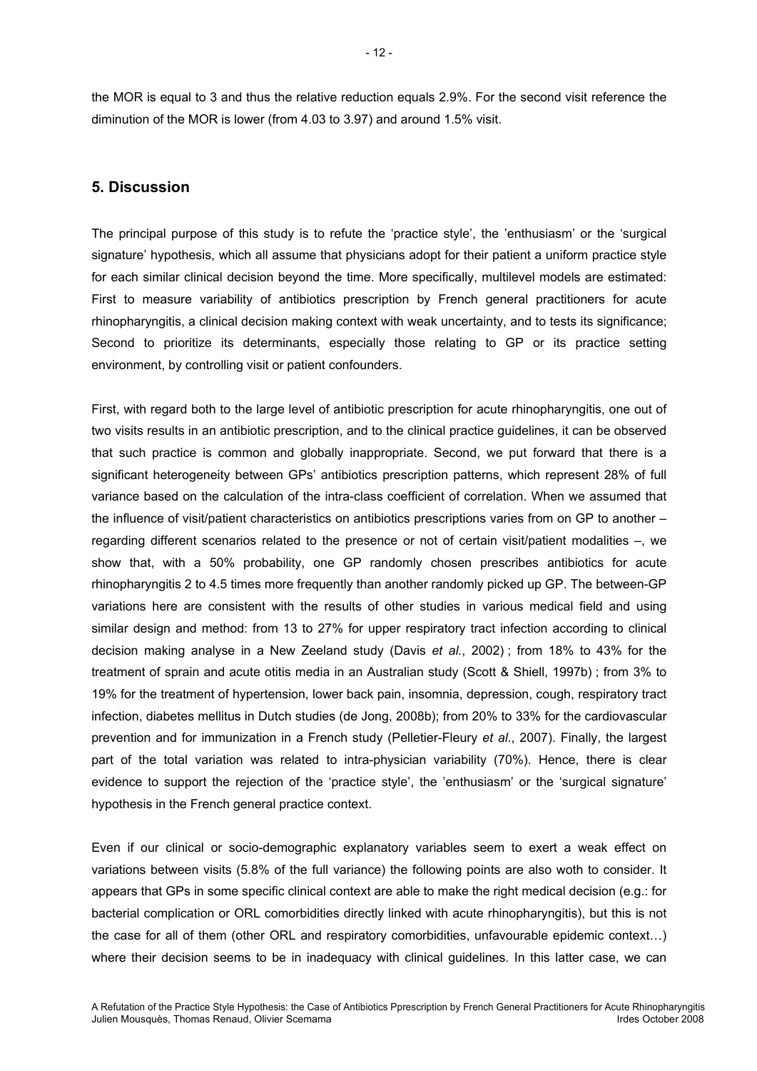the MOR is equal to 3 and thus the relative reduction equals 2.9%. For the second visit reference the diminution of the MOR is lower (from 4.03 to 3.97) and around 1.5% visit.

## 5. Discussion

The principal purpose of this study is to refute the 'practice style', the 'enthusiasm' or the 'surgical signature' hypothesis, which all assume that physicians adopt for their patient a uniform practice style for each similar clinical decision beyond the time. More specifically, multilevel models are estimated: First to measure variability of antibiotics prescription by French general practitioners for acute rhinopharyngitis, a clinical decision making context with weak uncertainty, and to tests its significance; Second to prioritize its determinants, especially those relating to GP or its practice setting environment, by controlling visit or patient confounders.

First, with regard both to the large level of antibiotic prescription for acute rhinopharyngitis, one out of two visits results in an antibiotic prescription, and to the clinical practice guidelines, it can be observed that such practice is common and globally inappropriate. Second, we put forward that there is a significant heterogeneity between GPs' antibiotics prescription patterns, which represent 28% of full variance based on the calculation of the intra-class coefficient of correlation. When we assumed that the influence of visit/patient characteristics on antibiotics prescriptions varies from on GP to another – regarding different scenarios related to the presence or not of certain visit/patient modalities –, we show that, with a 50% probability, one GP randomly chosen prescribes antibiotics for acute rhinopharyngitis 2 to 4.5 times more frequently than another randomly picked up GP. The between-GP variations here are consistent with the results of other studies in various medical field and using similar design and method: from 13 to 27% for upper respiratory tract infection according to clinical decision making analyse in a New Zeeland study (Davis *et al.*, 2002) ; from 18% to 43% for the treatment of sprain and acute otitis media in an Australian study (Scott & Shiell, 1997b) ; from 3% to 19% for the treatment of hypertension, lower back pain, insomnia, depression, cough, respiratory tract infection, diabetes mellitus in Dutch studies (de Jong, 2008b); from 20% to 33% for the cardiovascular prevention and for immunization in a French study (Pelletier-Fleury *et al.*, 2007). Finally, the largest part of the total variation was related to intra-physician variability (70%). Hence, there is clear evidence to support the rejection of the 'practice style', the 'enthusiasm' or the 'surgical signature' hypothesis in the French general practice context.

Even if our clinical or socio-demographic explanatory variables seem to exert a weak effect on variations between visits (5.8% of the full variance) the following points are also woth to consider. It appears that GPs in some specific clinical context are able to make the right medical decision (e.g.: for bacterial complication or ORL comorbidities directly linked with acute rhinopharyngitis), but this is not the case for all of them (other ORL and respiratory comorbidities, unfavourable epidemic context…) where their decision seems to be in inadequacy with clinical guidelines. In this latter case, we can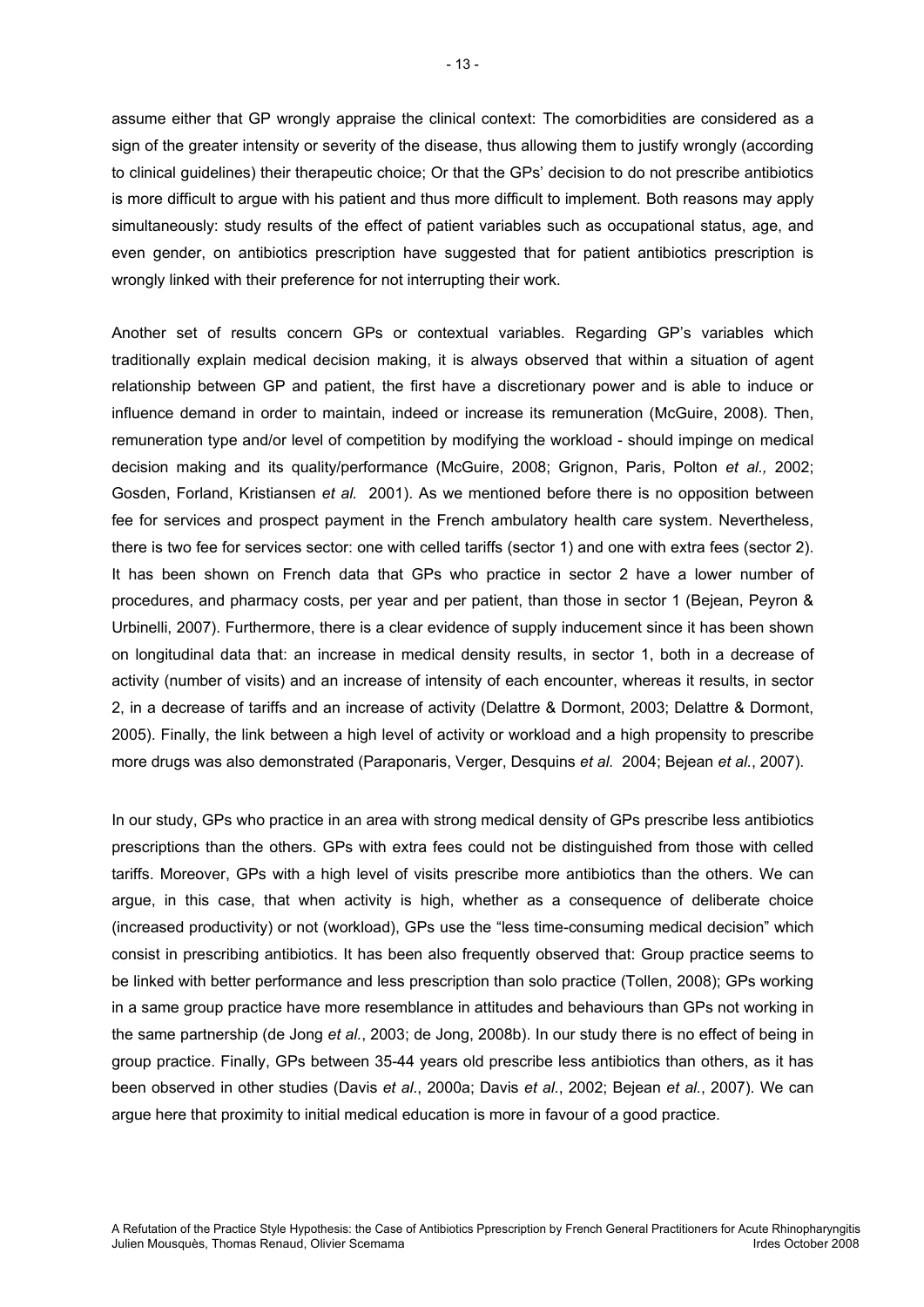assume either that GP wrongly appraise the clinical context: The comorbidities are considered as a sign of the greater intensity or severity of the disease, thus allowing them to justify wrongly (according to clinical guidelines) their therapeutic choice; Or that the GPs' decision to do not prescribe antibiotics is more difficult to argue with his patient and thus more difficult to implement. Both reasons may apply simultaneously: study results of the effect of patient variables such as occupational status, age, and even gender, on antibiotics prescription have suggested that for patient antibiotics prescription is wrongly linked with their preference for not interrupting their work.

Another set of results concern GPs or contextual variables. Regarding GP's variables which traditionally explain medical decision making, it is always observed that within a situation of agent relationship between GP and patient, the first have a discretionary power and is able to induce or influence demand in order to maintain, indeed or increase its remuneration (McGuire, 2008). Then, remuneration type and/or level of competition by modifying the workload - should impinge on medical decision making and its quality/performance (McGuire, 2008; Grignon, Paris, Polton *et al.,* 2002; Gosden, Forland, Kristiansen *et al.* 2001). As we mentioned before there is no opposition between fee for services and prospect payment in the French ambulatory health care system. Nevertheless, there is two fee for services sector: one with celled tariffs (sector 1) and one with extra fees (sector 2). It has been shown on French data that GPs who practice in sector 2 have a lower number of procedures, and pharmacy costs, per year and per patient, than those in sector 1 (Bejean, Peyron & Urbinelli, 2007). Furthermore, there is a clear evidence of supply inducement since it has been shown on longitudinal data that: an increase in medical density results, in sector 1, both in a decrease of activity (number of visits) and an increase of intensity of each encounter, whereas it results, in sector 2, in a decrease of tariffs and an increase of activity (Delattre & Dormont, 2003; Delattre & Dormont, 2005). Finally, the link between a high level of activity or workload and a high propensity to prescribe more drugs was also demonstrated (Paraponaris, Verger, Desquins *et al.* 2004; Bejean *et al.*, 2007).

In our study, GPs who practice in an area with strong medical density of GPs prescribe less antibiotics prescriptions than the others. GPs with extra fees could not be distinguished from those with celled tariffs. Moreover, GPs with a high level of visits prescribe more antibiotics than the others. We can argue, in this case, that when activity is high, whether as a consequence of deliberate choice (increased productivity) or not (workload), GPs use the "less time-consuming medical decision" which consist in prescribing antibiotics. It has been also frequently observed that: Group practice seems to be linked with better performance and less prescription than solo practice (Tollen, 2008); GPs working in a same group practice have more resemblance in attitudes and behaviours than GPs not working in the same partnership (de Jong *et al.*, 2003; de Jong, 2008b). In our study there is no effect of being in group practice. Finally, GPs between 35-44 years old prescribe less antibiotics than others, as it has been observed in other studies (Davis *et al*., 2000a; Davis *et al.*, 2002; Bejean *et al.*, 2007). We can argue here that proximity to initial medical education is more in favour of a good practice.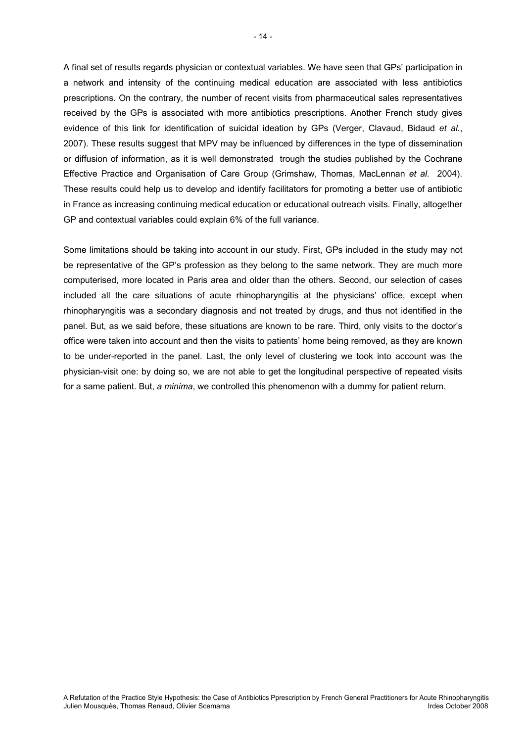A final set of results regards physician or contextual variables. We have seen that GPs' participation in a network and intensity of the continuing medical education are associated with less antibiotics prescriptions. On the contrary, the number of recent visits from pharmaceutical sales representatives received by the GPs is associated with more antibiotics prescriptions. Another French study gives evidence of this link for identification of suicidal ideation by GPs (Verger, Clavaud, Bidaud *et al.*, 2007). These results suggest that MPV may be influenced by differences in the type of dissemination or diffusion of information, as it is well demonstrated trough the studies published by the Cochrane Effective Practice and Organisation of Care Group (Grimshaw, Thomas, MacLennan *et al.* 2004). These results could help us to develop and identify facilitators for promoting a better use of antibiotic in France as increasing continuing medical education or educational outreach visits. Finally, altogether GP and contextual variables could explain 6% of the full variance.

Some limitations should be taking into account in our study. First, GPs included in the study may not be representative of the GP's profession as they belong to the same network. They are much more computerised, more located in Paris area and older than the others. Second, our selection of cases included all the care situations of acute rhinopharyngitis at the physicians' office, except when rhinopharyngitis was a secondary diagnosis and not treated by drugs, and thus not identified in the panel. But, as we said before, these situations are known to be rare. Third, only visits to the doctor's office were taken into account and then the visits to patients' home being removed, as they are known to be under-reported in the panel. Last, the only level of clustering we took into account was the physician-visit one: by doing so, we are not able to get the longitudinal perspective of repeated visits for a same patient. But, *a minima*, we controlled this phenomenon with a dummy for patient return.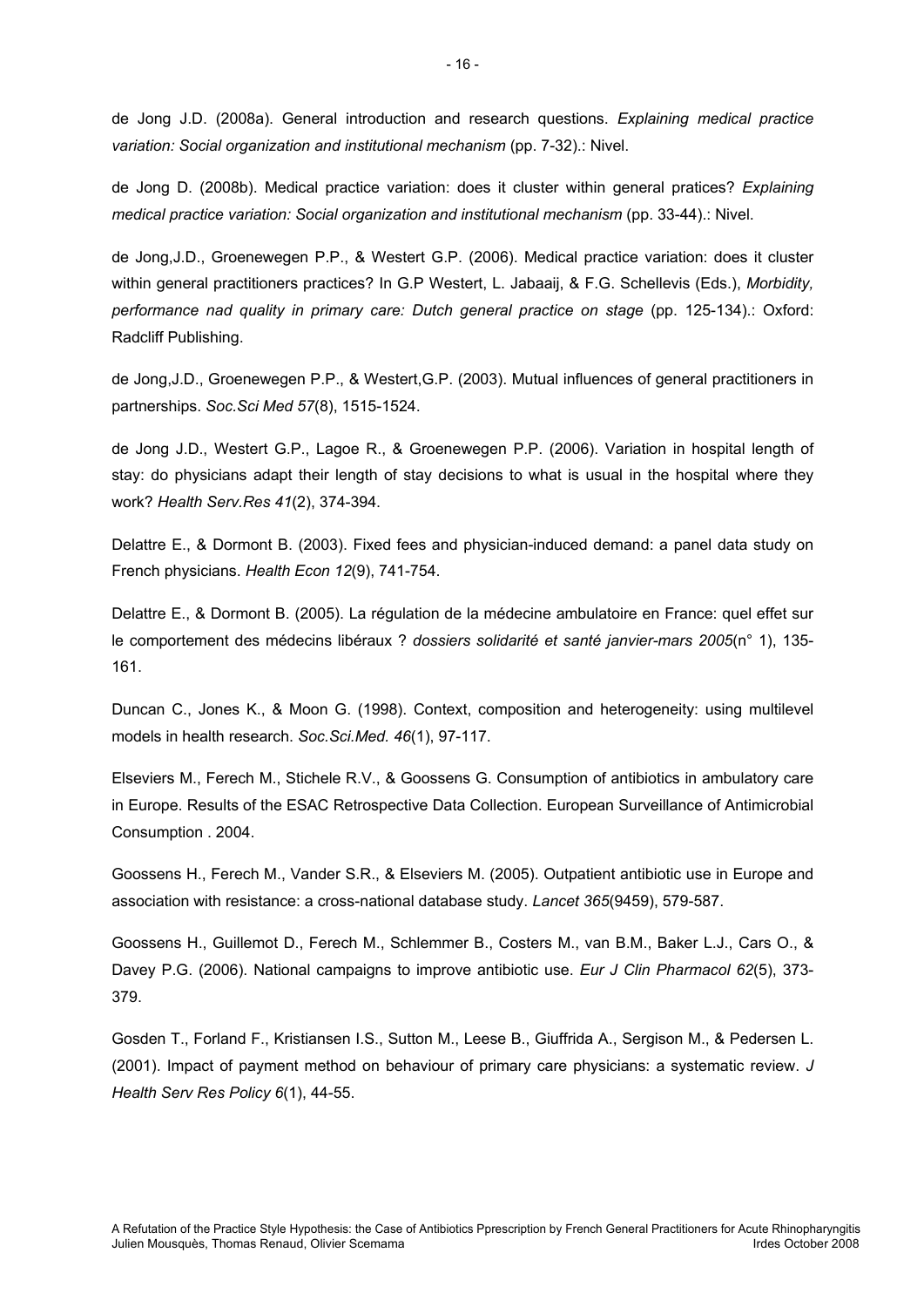de Jong J.D. (2008a). General introduction and research questions. *Explaining medical practice variation: Social organization and institutional mechanism* (pp. 7-32).: Nivel.

de Jong D. (2008b). Medical practice variation: does it cluster within general pratices? *Explaining medical practice variation: Social organization and institutional mechanism* (pp. 33-44).: Nivel.

de Jong,J.D., Groenewegen P.P., & Westert G.P. (2006). Medical practice variation: does it cluster within general practitioners practices? In G.P Westert, L. Jabaaij, & F.G. Schellevis (Eds.), *Morbidity, performance nad quality in primary care: Dutch general practice on stage* (pp. 125-134).: Oxford: Radcliff Publishing.

de Jong,J.D., Groenewegen P.P., & Westert,G.P. (2003). Mutual influences of general practitioners in partnerships. *Soc.Sci Med 57*(8), 1515-1524.

de Jong J.D., Westert G.P., Lagoe R., & Groenewegen P.P. (2006). Variation in hospital length of stay: do physicians adapt their length of stay decisions to what is usual in the hospital where they work? *Health Serv.Res 41*(2), 374-394.

Delattre E., & Dormont B. (2003). Fixed fees and physician-induced demand: a panel data study on French physicians. *Health Econ 12*(9), 741-754.

Delattre E., & Dormont B. (2005). La régulation de la médecine ambulatoire en France: quel effet sur le comportement des médecins libéraux ? *dossiers solidarité et santé janvier-mars 2005*(n° 1), 135-161.

Duncan C., Jones K., & Moon G. (1998). Context, composition and heterogeneity: using multilevel models in health research. *Soc.Sci.Med. 46*(1), 97-117.

Elseviers M., Ferech M., Stichele R.V., & Goossens G. Consumption of antibiotics in ambulatory care in Europe. Results of the ESAC Retrospective Data Collection. European Surveillance of Antimicrobial Consumption . 2004.

Goossens H., Ferech M., Vander S.R., & Elseviers M. (2005). Outpatient antibiotic use in Europe and association with resistance: a cross-national database study. *Lancet 365*(9459), 579-587.

Goossens H., Guillemot D., Ferech M., Schlemmer B., Costers M., van B.M., Baker L.J., Cars O., & Davey P.G. (2006). National campaigns to improve antibiotic use. *Eur J Clin Pharmacol 62*(5), 373-379.

Gosden T., Forland F., Kristiansen I.S., Sutton M., Leese B., Giuffrida A., Sergison M., & Pedersen L. (2001). Impact of payment method on behaviour of primary care physicians: a systematic review. *J Health Serv Res Policy 6*(1), 44-55.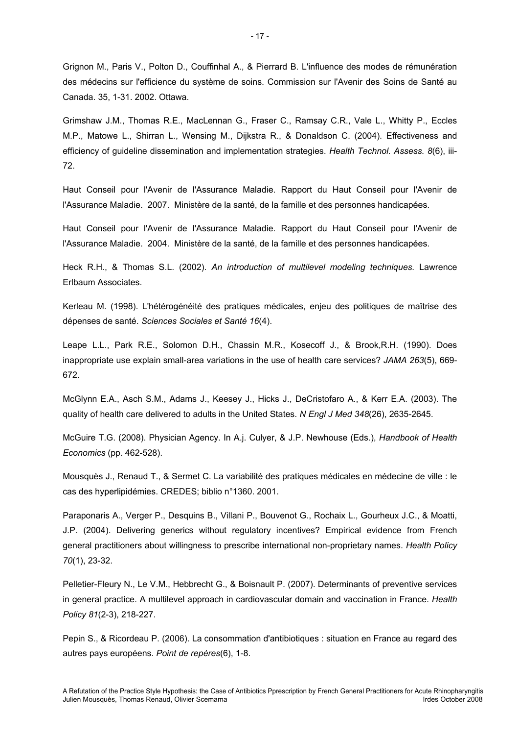Grignon M., Paris V., Polton D., Couffinhal A., & Pierrard B. L'influence des modes de rémunération des médecins sur l'efficience du système de soins. Commission sur l'Avenir des Soins de Santé au Canada. 35, 1-31. 2002. Ottawa.

Grimshaw J.M., Thomas R.E., MacLennan G., Fraser C., Ramsay C.R., Vale L., Whitty P., Eccles M.P., Matowe L., Shirran L., Wensing M., Dijkstra R., & Donaldson C. (2004). Effectiveness and efficiency of guideline dissemination and implementation strategies. *Health Technol. Assess. 8*(6), iii-72.

Haut Conseil pour l'Avenir de l'Assurance Maladie. Rapport du Haut Conseil pour l'Avenir de l'Assurance Maladie. 2007. Ministère de la santé, de la famille et des personnes handicapées.

Haut Conseil pour l'Avenir de l'Assurance Maladie. Rapport du Haut Conseil pour l'Avenir de l'Assurance Maladie. 2004. Ministère de la santé, de la famille et des personnes handicapées.

Heck R.H., & Thomas S.L. (2002). *An introduction of multilevel modeling techniques.* Lawrence Erlbaum Associates.

Kerleau M. (1998). L'hétérogénéité des pratiques médicales, enjeu des politiques de maîtrise des dépenses de santé. *Sciences Sociales et Santé 16*(4).

Leape L.L., Park R.E., Solomon D.H., Chassin M.R., Kosecoff J., & Brook,R.H. (1990). Does inappropriate use explain small-area variations in the use of health care services? *JAMA 263*(5), 669-672.

McGlynn E.A., Asch S.M., Adams J., Keesey J., Hicks J., DeCristofaro A., & Kerr E.A. (2003). The quality of health care delivered to adults in the United States. *N Engl J Med 348*(26), 2635-2645.

McGuire T.G. (2008). Physician Agency. In A.j. Culyer, & J.P. Newhouse (Eds.), *Handbook of Health Economics* (pp. 462-528).

Mousquès J., Renaud T., & Sermet C. La variabilité des pratiques médicales en médecine de ville : le cas des hyperlipidémies. CREDES; biblio n°1360. 2001.

Paraponaris A., Verger P., Desquins B., Villani P., Bouvenot G., Rochaix L., Gourheux J.C., & Moatti, J.P. (2004). Delivering generics without regulatory incentives? Empirical evidence from French general practitioners about willingness to prescribe international non-proprietary names. *Health Policy 70*(1), 23-32.

Pelletier-Fleury N., Le V.M., Hebbrecht G., & Boisnault P. (2007). Determinants of preventive services in general practice. A multilevel approach in cardiovascular domain and vaccination in France. *Health Policy 81*(2-3), 218-227.

Pepin S., & Ricordeau P. (2006). La consommation d'antibiotiques : situation en France au regard des autres pays européens. *Point de repères*(6), 1-8.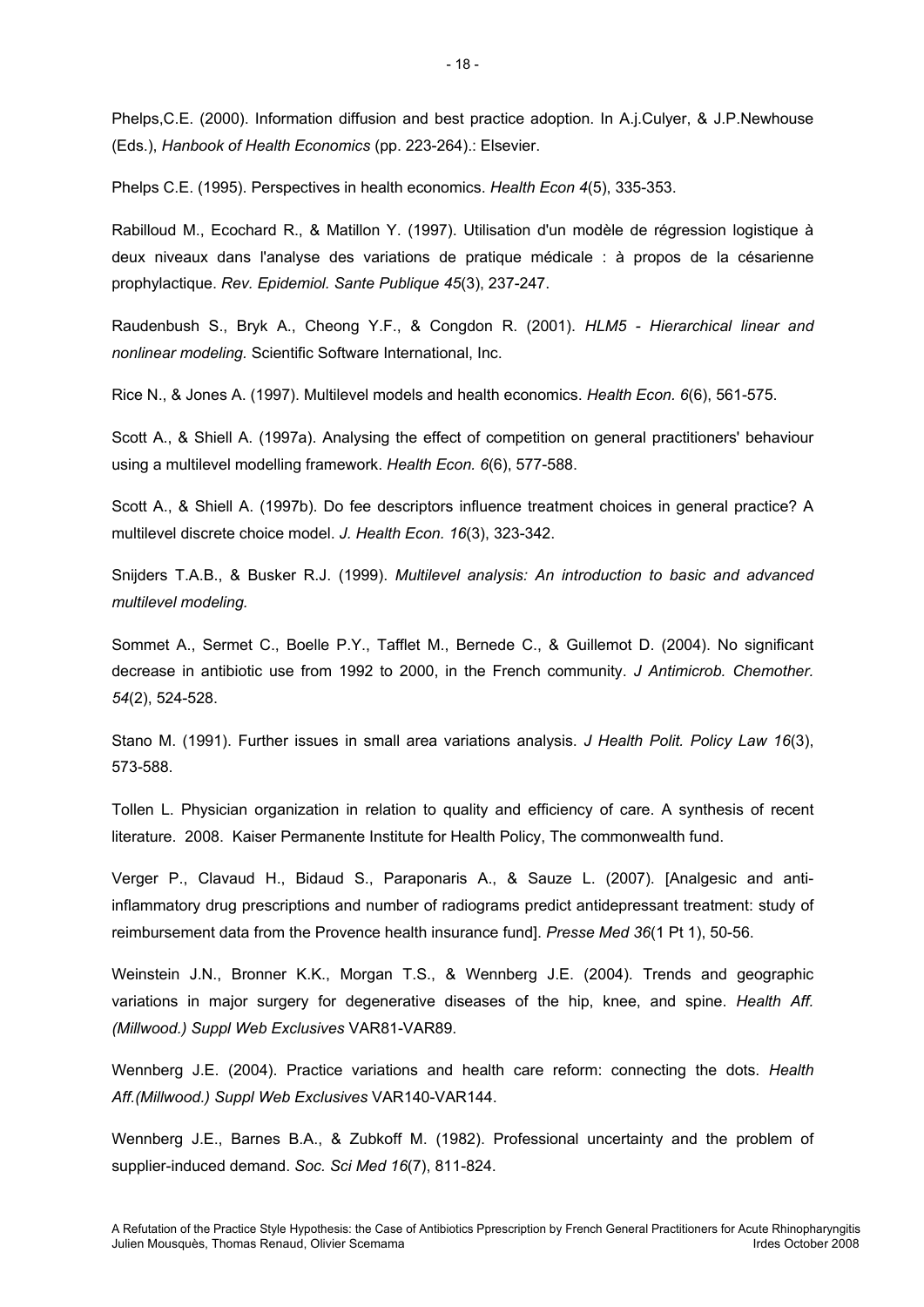Phelps,C.E. (2000). Information diffusion and best practice adoption. In A.j.Culyer, & J.P.Newhouse (Eds.), *Hanbook of Health Economics* (pp. 223-264).: Elsevier.

Phelps C.E. (1995). Perspectives in health economics. *Health Econ 4*(5), 335-353.

Rabilloud M., Ecochard R., & Matillon Y. (1997). Utilisation d'un modèle de régression logistique à deux niveaux dans l'analyse des variations de pratique médicale : à propos de la césarienne prophylactique. *Rev. Epidemiol. Sante Publique 45*(3), 237-247.

Raudenbush S., Bryk A., Cheong Y.F., & Congdon R. (2001). *HLM5 - Hierarchical linear and nonlinear modeling.* Scientific Software International, Inc.

Rice N., & Jones A. (1997). Multilevel models and health economics. *Health Econ. 6*(6), 561-575.

Scott A., & Shiell A. (1997a). Analysing the effect of competition on general practitioners' behaviour using a multilevel modelling framework. *Health Econ. 6*(6), 577-588.

Scott A., & Shiell A. (1997b). Do fee descriptors influence treatment choices in general practice? A multilevel discrete choice model. *J. Health Econ. 16*(3), 323-342.

Snijders T.A.B., & Busker R.J. (1999). *Multilevel analysis: An introduction to basic and advanced multilevel modeling.*

Sommet A., Sermet C., Boelle P.Y., Tafflet M., Bernede C., & Guillemot D. (2004). No significant decrease in antibiotic use from 1992 to 2000, in the French community. *J Antimicrob. Chemother. 54*(2), 524-528.

Stano M. (1991). Further issues in small area variations analysis. *J Health Polit. Policy Law 16*(3), 573-588.

Tollen L. Physician organization in relation to quality and efficiency of care. A synthesis of recent literature. 2008. Kaiser Permanente Institute for Health Policy, The commonwealth fund.

Verger P., Clavaud H., Bidaud S., Paraponaris A., & Sauze L. (2007). [Analgesic and anti-inflammatory drug prescriptions and number of radiograms predict antidepressant treatment: study of reimbursement data from the Provence health insurance fund]. *Presse Med 36*(1 Pt 1), 50-56.

Weinstein J.N., Bronner K.K., Morgan T.S., & Wennberg J.E. (2004). Trends and geographic variations in major surgery for degenerative diseases of the hip, knee, and spine. *Health Aff. (Millwood.) Suppl Web Exclusives* VAR81-VAR89.

Wennberg J.E. (2004). Practice variations and health care reform: connecting the dots. *Health Aff.(Millwood.) Suppl Web Exclusives* VAR140-VAR144.

Wennberg J.E., Barnes B.A., & Zubkoff M. (1982). Professional uncertainty and the problem of supplier-induced demand. *Soc. Sci Med 16*(7), 811-824.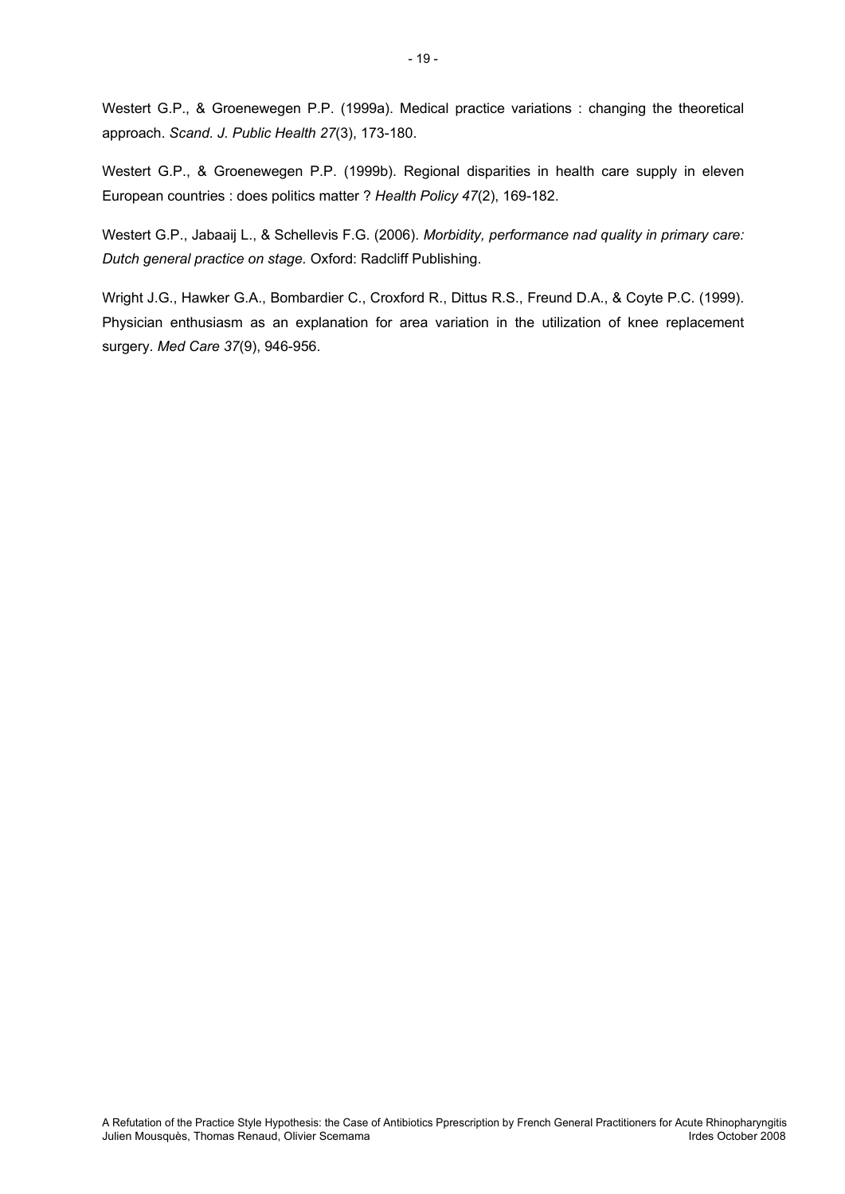Westert G.P., & Groenewegen P.P. (1999a). Medical practice variations : changing the theoretical approach. *Scand. J. Public Health 27*(3), 173-180.

Westert G.P., & Groenewegen P.P. (1999b). Regional disparities in health care supply in eleven European countries : does politics matter ? *Health Policy 47*(2), 169-182.

Westert G.P., Jabaaij L., & Schellevis F.G. (2006). *Morbidity, performance nad quality in primary care: Dutch general practice on stage.* Oxford: Radcliff Publishing.

Wright J.G., Hawker G.A., Bombardier C., Croxford R., Dittus R.S., Freund D.A., & Coyte P.C. (1999). Physician enthusiasm as an explanation for area variation in the utilization of knee replacement surgery. *Med Care 37*(9), 946-956.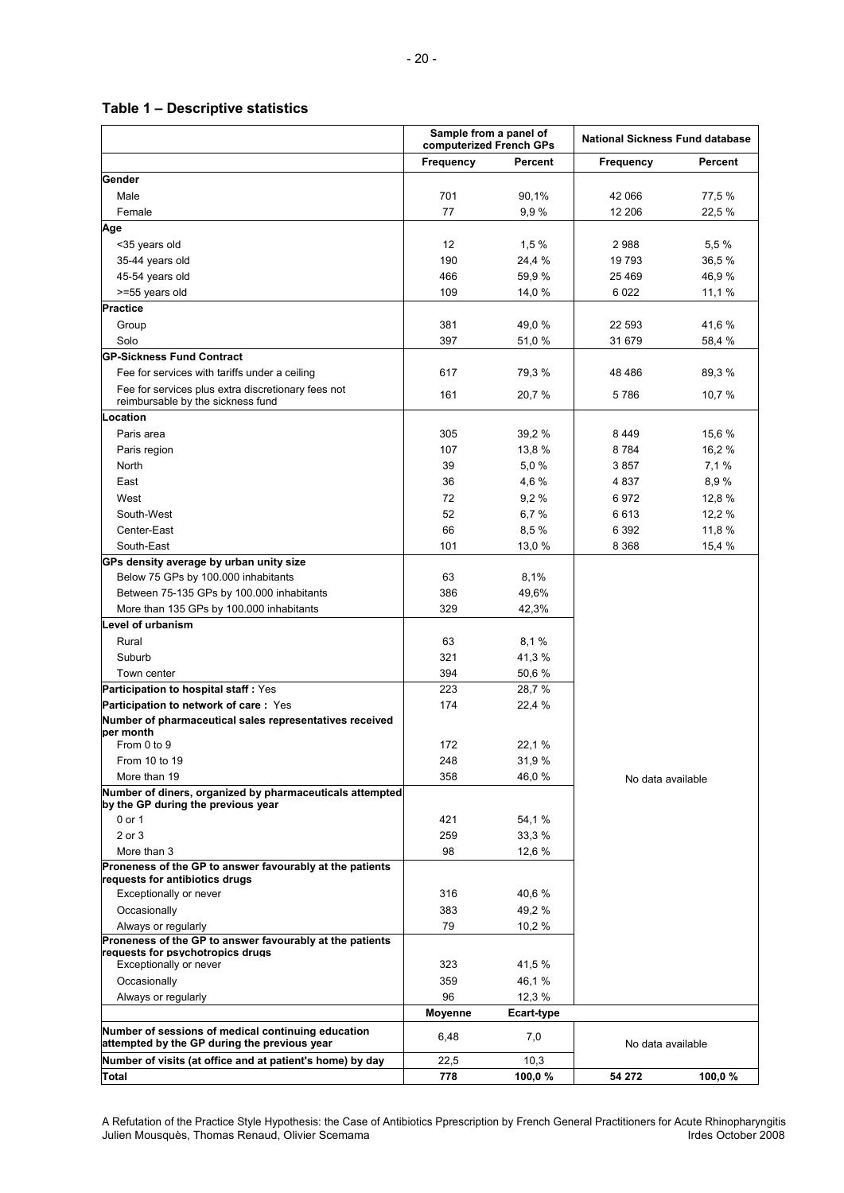**Table 1 – Descriptive statistics**

| | Sample from a panel of computerized French GPs | | National Sickness Fund database | |
|---|---|---|---|---|
| | **Frequency** | **Percent** | **Frequency** | **Percent** |
| **Gender** | | | | |
| Male | 701 | 90,1% | 42 066 | 77,5 % |
| Female | 77 | 9,9 % | 12 206 | 22,5 % |
| **Age** | | | | |
| <35 years old | 12 | 1,5 % | 2 988 | 5,5 % |
| 35-44 years old | 190 | 24,4 % | 19 793 | 36,5 % |
| 45-54 years old | 466 | 59,9 % | 25 469 | 46,9 % |
| >=55 years old | 109 | 14,0 % | 6 022 | 11,1 % |
| **Practice** | | | | |
| Group | 381 | 49,0 % | 22 593 | 41,6 % |
| Solo | 397 | 51,0 % | 31 679 | 58,4 % |
| **GP-Sickness Fund Contract** | | | | |
| Fee for services with tariffs under a ceiling | 617 | 79,3 % | 48 486 | 89,3 % |
| Fee for services plus extra discretionary fees not reimbursable by the sickness fund | 161 | 20,7 % | 5 786 | 10,7 % |
| **Location** | | | | |
| Paris area | 305 | 39,2 % | 8 449 | 15,6 % |
| Paris region | 107 | 13,8 % | 8 784 | 16,2 % |
| North | 39 | 5,0 % | 3 857 | 7,1 % |
| East | 36 | 4,6 % | 4 837 | 8,9 % |
| West | 72 | 9,2 % | 6 972 | 12,8 % |
| South-West | 52 | 6,7 % | 6 613 | 12,2 % |
| Center-East | 66 | 8,5 % | 6 392 | 11,8 % |
| South-East | 101 | 13,0 % | 8 368 | 15,4 % |
| **GPs density average by urban unity size** | | | No data available | |
| Below 75 GPs by 100.000 inhabitants | 63 | 8,1% | | |
| Between 75-135 GPs by 100.000 inhabitants | 386 | 49,6% | | |
| More than 135 GPs by 100.000 inhabitants | 329 | 42,3% | | |
| **Level of urbanism** | | | | |
| Rural | 63 | 8,1 % | | |
| Suburb | 321 | 41,3 % | | |
| Town center | 394 | 50,6 % | | |
| **Participation to hospital staff :** Yes | 223 | 28,7 % | | |
| **Participation to network of care :** Yes | 174 | 22,4 % | | |
| **Number of pharmaceutical sales representatives received per month** | | | | |
| From 0 to 9 | 172 | 22,1 % | | |
| From 10 to 19 | 248 | 31,9 % | | |
| More than 19 | 358 | 46,0 % | | |
| **Number of diners, organized by pharmaceuticals attempted by the GP during the previous year** | | | | |
| 0 or 1 | 421 | 54,1 % | | |
| 2 or 3 | 259 | 33,3 % | | |
| More than 3 | 98 | 12,6 % | | |
| **Proneness of the GP to answer favourably at the patients requests for antibiotics drugs** | | | | |
| Exceptionally or never | 316 | 40,6 % | | |
| Occasionally | 383 | 49,2 % | | |
| Always or regularly | 79 | 10,2 % | | |
| **Proneness of the GP to answer favourably at the patients requests for psychotropics drugs** | | | | |
| Exceptionally or never | 323 | 41,5 % | | |
| Occasionally | 359 | 46,1 % | | |
| Always or regularly | 96 | 12,3 % | | |
| | **Moyenne** | **Ecart-type** | | |
| **Number of sessions of medical continuing education attempted by the GP during the previous year** | 6,48 | 7,0 | No data available | |
| **Number of visits (at office and at patient's home) by day** | 22,5 | 10,3 | | |
| **Total** | **778** | **100,0 %** | **54 272** | **100,0 %** |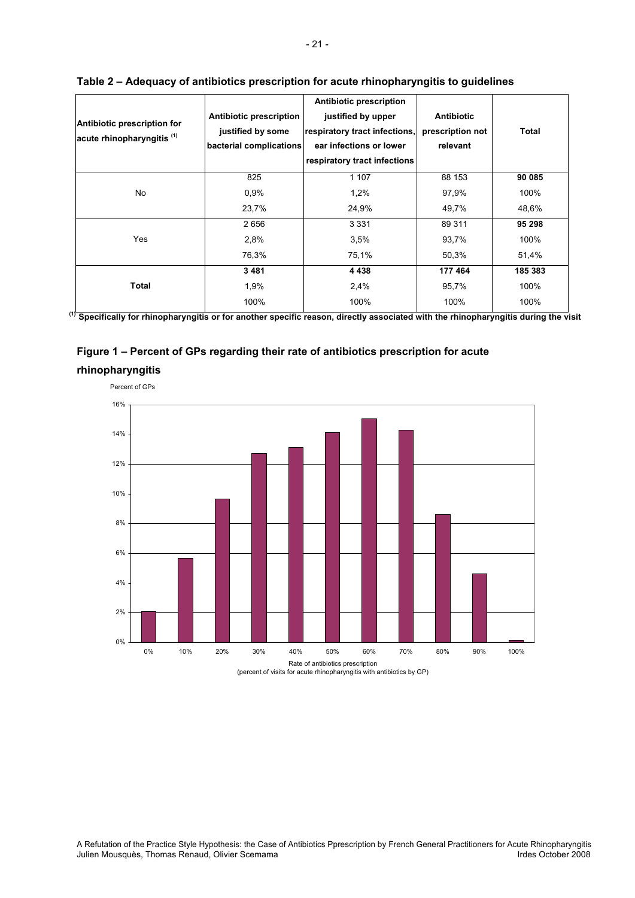**Table 2 – Adequacy of antibiotics prescription for acute rhinopharyngitis to guidelines**

| Antibiotic prescription for acute rhinopharyngitis [1] | Antibiotic prescription justified by some bacterial complications | Antibiotic prescription justified by upper respiratory tract infections, ear infections or lower respiratory tract infections | Antibiotic prescription not relevant | Total |
|---|---|---|---|---|
| No | 825 | 1 107 | 88 153 | **90 085** |
| | 0,9% | 1,2% | 97,9% | 100% |
| | 23,7% | 24,9% | 49,7% | 48,6% |
| Yes | 2 656 | 3 331 | 89 311 | **95 298** |
| | 2,8% | 3,5% | 93,7% | 100% |
| | 76,3% | 75,1% | 50,3% | 51,4% |
| **Total** | **3 481** | **4 438** | **177 464** | **185 383** |
| | 1,9% | 2,4% | 95,7% | 100% |
| | 100% | 100% | 100% | 100% |

[1] **Specifically for rhinopharyngitis or for another specific reason, directly associated with the rhinopharyngitis during the visit**

**Figure 1 – Percent of GPs regarding their rate of antibiotics prescription for acute rhinopharyngitis**

Percent of GPs

Rate of antibiotics prescription
(percent of visits for acute rhinopharyngitis with antibiotics by GP)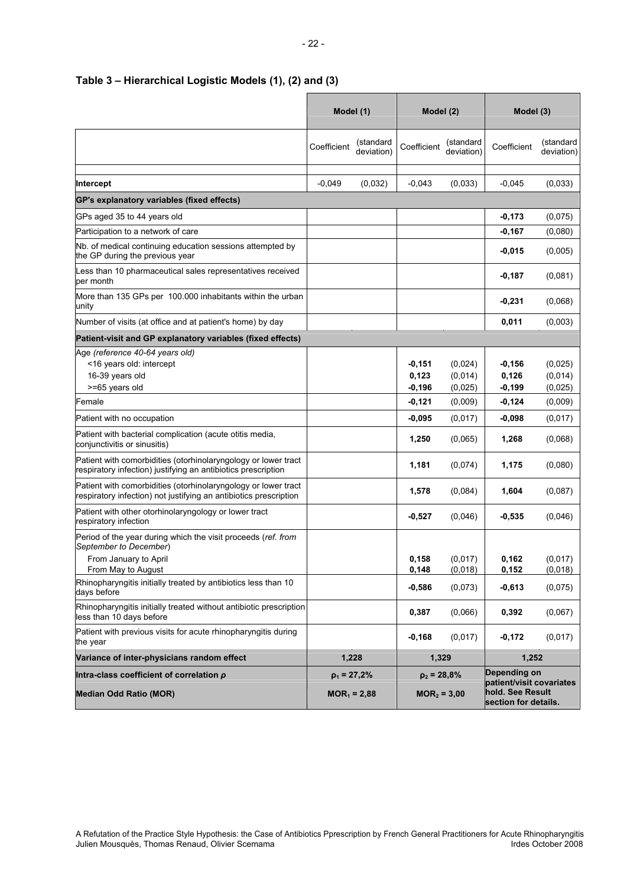## Table 3 – Hierarchical Logistic Models (1), (2) and (3)

| | Model (1) | | Model (2) | | Model (3) | |
|---|---|---|---|---|---|---|
| | Coefficient | (standard deviation) | Coefficient | (standard deviation) | Coefficient | (standard deviation) |
| **Intercept** | -0,049 | (0,032) | -0,043 | (0,033) | -0,045 | (0,033) |
| **GP's explanatory variables (fixed effects)** | | | | | | |
| GPs aged 35 to 44 years old | | | | | **-0,173** | (0,075) |
| Participation to a network of care | | | | | **-0,167** | (0,080) |
| Nb. of medical continuing education sessions attempted by the GP during the previous year | | | | | **-0,015** | (0,005) |
| Less than 10 pharmaceutical sales representatives received per month | | | | | **-0,187** | (0,081) |
| More than 135 GPs per 100.000 inhabitants within the urban unity | | | | | **-0,231** | (0,068) |
| Number of visits (at office and at patient's home) by day | | | | | **0,011** | (0,003) |
| **Patient-visit and GP explanatory variables (fixed effects)** | | | | | | |
| Age *(reference 40-64 years old)* | | | | | | |
| <16 years old: intercept | | | **-0,151** | (0,024) | **-0,156** | (0,025) |
| 16-39 years old | | | **0,123** | (0,014) | **0,126** | (0,014) |
| >=65 years old | | | **-0,196** | (0,025) | **-0,199** | (0,025) |
| Female | | | **-0,121** | (0,009) | **-0,124** | (0,009) |
| Patient with no occupation | | | **-0,095** | (0,017) | **-0,098** | (0,017) |
| Patient with bacterial complication (acute otitis media, conjunctivitis or sinusitis) | | | **1,250** | (0,065) | **1,268** | (0,068) |
| Patient with comorbidities (otorhinolaryngology or lower tract respiratory infection) justifying an antibiotics prescription | | | **1,181** | (0,074) | **1,175** | (0,080) |
| Patient with comorbidities (otorhinolaryngology or lower tract respiratory infection) not justifying an antibiotics prescription | | | **1,578** | (0,084) | **1,604** | (0,087) |
| Patient with other otorhinolaryngology or lower tract respiratory infection | | | **-0,527** | (0,046) | **-0,535** | (0,046) |
| Period of the year during which the visit proceeds (*ref. from September to December*) | | | | | | |
| From January to April | | | **0,158** | (0,017) | **0,162** | (0,017) |
| From May to August | | | **0,148** | (0,018) | **0,152** | (0,018) |
| Rhinopharyngitis initially treated by antibiotics less than 10 days before | | | **-0,586** | (0,073) | **-0,613** | (0,075) |
| Rhinopharyngitis initially treated without antibiotic prescription less than 10 days before | | | **0,387** | (0,066) | **0,392** | (0,067) |
| Patient with previous visits for acute rhinopharyngitis during the year | | | **-0,168** | (0,017) | **-0,172** | (0,017) |
| **Variance of inter-physicians random effect** | **1,228** | | **1,329** | | **1,252** | |
| **Intra-class coefficient of correlation $\rho$** | **$\rho_1$ = 27,2%** | | **$\rho_2$ = 28,8%** | | **Depending on patient/visit covariates hold. See Result section for details.** | |
| **Median Odd Ratio (MOR)** | **$MOR_1$ = 2,88** | | **$MOR_2$ = 3,00** | | | |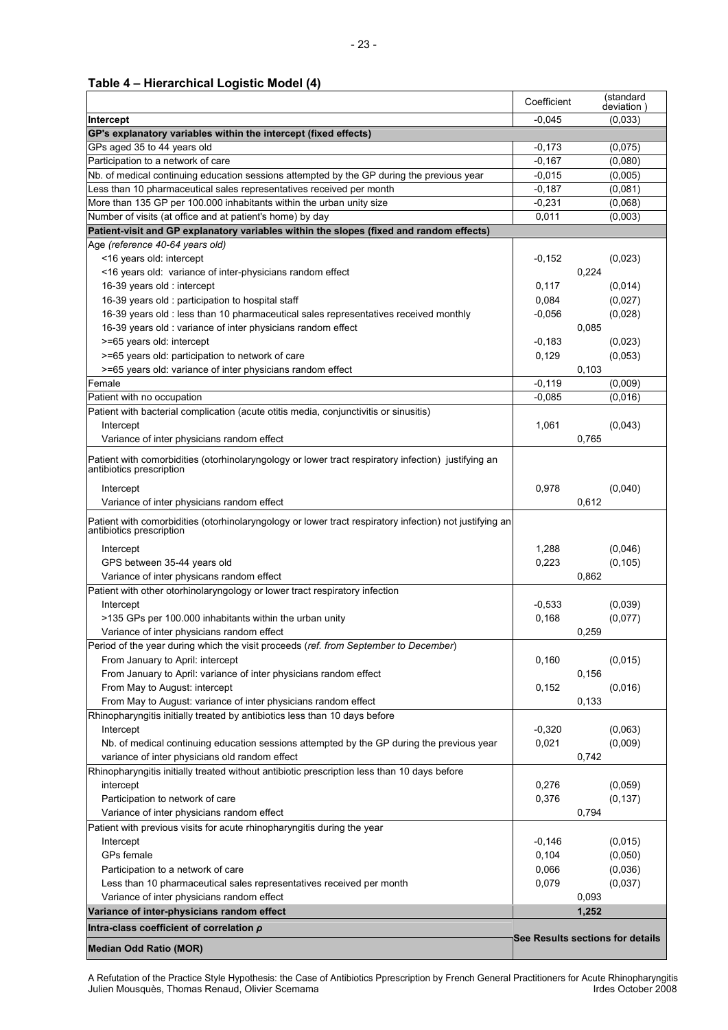**Table 4 – Hierarchical Logistic Model (4)**

| | Coefficient | (standard deviation ) |
|---|---|---|
| **Intercept** | -0,045 | (0,033) |
| **GP's explanatory variables within the intercept (fixed effects)** | | |
| GPs aged 35 to 44 years old | -0,173 | (0,075) |
| Participation to a network of care | -0,167 | (0,080) |
| Nb. of medical continuing education sessions attempted by the GP during the previous year | -0,015 | (0,005) |
| Less than 10 pharmaceutical sales representatives received per month | -0,187 | (0,081) |
| More than 135 GP per 100.000 inhabitants within the urban unity size | -0,231 | (0,068) |
| Number of visits (at office and at patient's home) by day | 0,011 | (0,003) |
| **Patient-visit and GP explanatory variables within the slopes (fixed and random effects)** | | |
| Age *(reference 40-64 years old)* | | |
| <16 years old: intercept | -0,152 | (0,023) |
| <16 years old: variance of inter-physicians random effect | 0,224 | |
| 16-39 years old : intercept | 0,117 | (0,014) |
| 16-39 years old : participation to hospital staff | 0,084 | (0,027) |
| 16-39 years old : less than 10 pharmaceutical sales representatives received monthly | -0,056 | (0,028) |
| 16-39 years old : variance of inter physicians random effect | 0,085 | |
| >=65 years old: intercept | -0,183 | (0,023) |
| >=65 years old: participation to network of care | 0,129 | (0,053) |
| >=65 years old: variance of inter physicians random effect | 0,103 | |
| Female | -0,119 | (0,009) |
| Patient with no occupation | -0,085 | (0,016) |
| Patient with bacterial complication (acute otitis media, conjunctivitis or sinusitis) | | |
| Intercept | 1,061 | (0,043) |
| Variance of inter physicians random effect | 0,765 | |
| Patient with comorbidities (otorhinolaryngology or lower tract respiratory infection) justifying an antibiotics prescription | | |
| Intercept | 0,978 | (0,040) |
| Variance of inter physicians random effect | 0,612 | |
| Patient with comorbidities (otorhinolaryngology or lower tract respiratory infection) not justifying an antibiotics prescription | | |
| Intercept | 1,288 | (0,046) |
| GPS between 35-44 years old | 0,223 | (0,105) |
| Variance of inter physicans random effect | 0,862 | |
| Patient with other otorhinolaryngology or lower tract respiratory infection | | |
| Intercept | -0,533 | (0,039) |
| >135 GPs per 100.000 inhabitants within the urban unity | 0,168 | (0,077) |
| Variance of inter physicians random effect | 0,259 | |
| Period of the year during which the visit proceeds (*ref. from September to December*) | | |
| From January to April: intercept | 0,160 | (0,015) |
| From January to April: variance of inter physicians random effect | 0,156 | |
| From May to August: intercept | 0,152 | (0,016) |
| From May to August: variance of inter physicians random effect | 0,133 | |
| Rhinopharyngitis initially treated by antibiotics less than 10 days before | | |
| Intercept | -0,320 | (0,063) |
| Nb. of medical continuing education sessions attempted by the GP during the previous year | 0,021 | (0,009) |
| variance of inter physicians old random effect | 0,742 | |
| Rhinopharyngitis initially treated without antibiotic prescription less than 10 days before | | |
| intercept | 0,276 | (0,059) |
| Participation to network of care | 0,376 | (0,137) |
| Variance of inter physicians random effect | 0,794 | |
| Patient with previous visits for acute rhinopharyngitis during the year | | |
| Intercept | -0,146 | (0,015) |
| GPs female | 0,104 | (0,050) |
| Participation to a network of care | 0,066 | (0,036) |
| Less than 10 pharmaceutical sales representatives received per month | 0,079 | (0,037) |
| Variance of inter physicians random effect | 0,093 | |
| **Variance of inter-physicians random effect** | **1,252** | |
| **Intra-class coefficient of correlation $\rho$** | **See Results sections for details** | |
| **Median Odd Ratio (MOR)** | | |

A Refutation of the Practice Style Hypothesis: the Case of Antibiotics Pprescription by French General Practitioners for Acute Rhinopharyngitis
Julien Mousquès, Thomas Renaud, Olivier Scemama — Irdes October 2008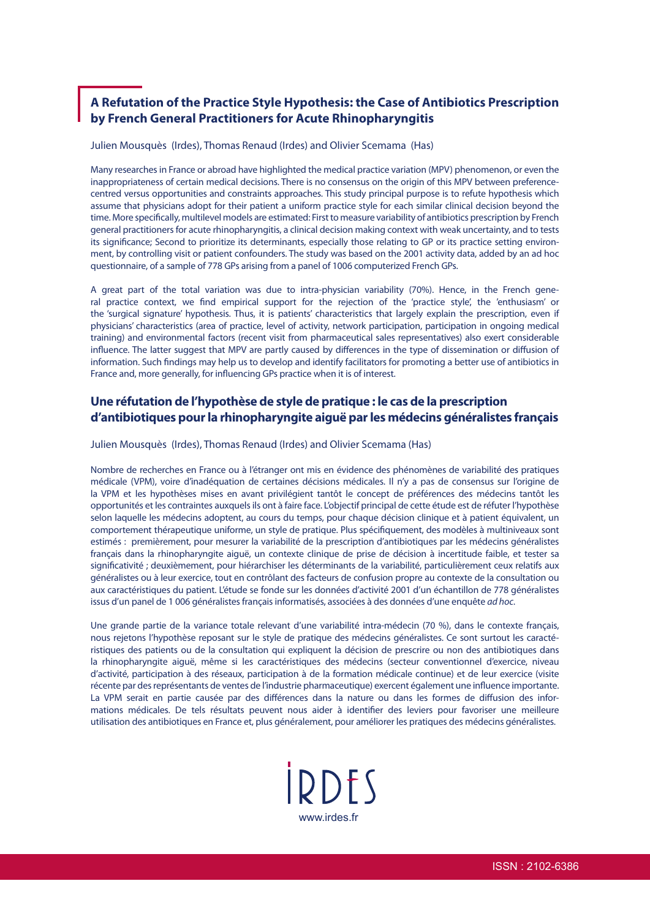## A Refutation of the Practice Style Hypothesis: the Case of Antibiotics Prescription by French General Practitioners for Acute Rhinopharyngitis

Julien Mousquès (Irdes), Thomas Renaud (Irdes) and Olivier Scemama (Has)

Many researches in France or abroad have highlighted the medical practice variation (MPV) phenomenon, or even the inappropriateness of certain medical decisions. There is no consensus on the origin of this MPV between preference-centred versus opportunities and constraints approaches. This study principal purpose is to refute hypothesis which assume that physicians adopt for their patient a uniform practice style for each similar clinical decision beyond the time. More specifically, multilevel models are estimated: First to measure variability of antibiotics prescription by French general practitioners for acute rhinopharyngitis, a clinical decision making context with weak uncertainty, and to tests its significance; Second to prioritize its determinants, especially those relating to GP or its practice setting environment, by controlling visit or patient confounders. The study was based on the 2001 activity data, added by an ad hoc questionnaire, of a sample of 778 GPs arising from a panel of 1006 computerized French GPs.

A great part of the total variation was due to intra-physician variability (70%). Hence, in the French general practice context, we find empirical support for the rejection of the 'practice style', the 'enthusiasm' or the 'surgical signature' hypothesis. Thus, it is patients' characteristics that largely explain the prescription, even if physicians' characteristics (area of practice, level of activity, network participation, participation in ongoing medical training) and environmental factors (recent visit from pharmaceutical sales representatives) also exert considerable influence. The latter suggest that MPV are partly caused by differences in the type of dissemination or diffusion of information. Such findings may help us to develop and identify facilitators for promoting a better use of antibiotics in France and, more generally, for influencing GPs practice when it is of interest.

## Une réfutation de l'hypothèse de style de pratique : le cas de la prescription d'antibiotiques pour la rhinopharyngite aiguë par les médecins généralistes français

Julien Mousquès (Irdes), Thomas Renaud (Irdes) and Olivier Scemama (Has)

Nombre de recherches en France ou à l'étranger ont mis en évidence des phénomènes de variabilité des pratiques médicale (VPM), voire d'inadéquation de certaines décisions médicales. Il n'y a pas de consensus sur l'origine de la VPM et les hypothèses mises en avant privilégient tantôt le concept de préférences des médecins tantôt les opportunités et les contraintes auxquels ils ont à faire face. L'objectif principal de cette étude est de réfuter l'hypothèse selon laquelle les médecins adoptent, au cours du temps, pour chaque décision clinique et à patient équivalent, un comportement thérapeutique uniforme, un style de pratique. Plus spécifiquement, des modèles à multiniveaux sont estimés : premièrement, pour mesurer la variabilité de la prescription d'antibiotiques par les médecins généralistes français dans la rhinopharyngite aiguë, un contexte clinique de prise de décision à incertitude faible, et tester sa significativité ; deuxièmement, pour hiérarchiser les déterminants de la variabilité, particulièrement ceux relatifs aux généralistes ou à leur exercice, tout en contrôlant des facteurs de confusion propre au contexte de la consultation ou aux caractéristiques du patient. L'étude se fonde sur les données d'activité 2001 d'un échantillon de 778 généralistes issus d'un panel de 1 006 généralistes français informatisés, associées à des données d'une enquête *ad hoc*.

Une grande partie de la variance totale relevant d'une variabilité intra-médecin (70 %), dans le contexte français, nous rejetons l'hypothèse reposant sur le style de pratique des médecins généralistes. Ce sont surtout les caractéristiques des patients ou de la consultation qui expliquent la décision de prescrire ou non des antibiotiques dans la rhinopharyngite aiguë, même si les caractéristiques des médecins (secteur conventionnel d'exercice, niveau d'activité, participation à des réseaux, participation à de la formation médicale continue) et de leur exercice (visite récente par des représentants de ventes de l'industrie pharmaceutique) exercent également une influence importante. La VPM serait en partie causée par des différences dans la nature ou dans les formes de diffusion des informations médicales. De tels résultats peuvent nous aider à identifier des leviers pour favoriser une meilleure utilisation des antibiotiques en France et, plus généralement, pour améliorer les pratiques des médecins généralistes.

IRDES
www.irdes.fr

ISSN : 2102-6386